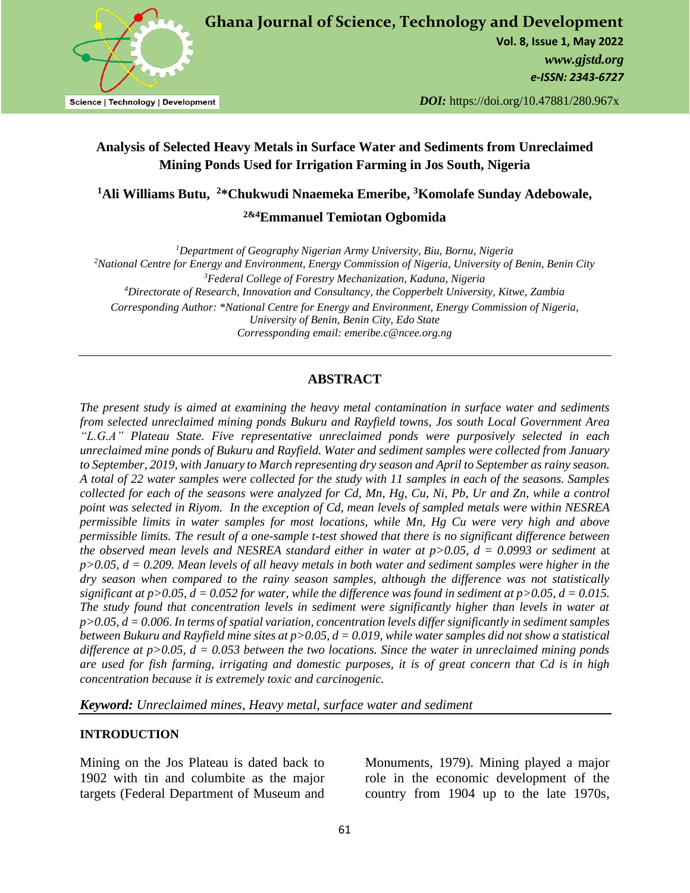# Analysis of Selected Heavy Metals in Surface Water and Sediments from Unreclaimed Mining Ponds Used for Irrigation Farming in Jos South, Nigeria

**[1]Ali Williams Butu, [2]*Chukwudi Nnaemeka Emeribe, [3]Komolafe Sunday Adebowale, [2&4]Emmanuel Temiotan Ogbomida**

*[1]Department of Geography Nigerian Army University, Biu, Bornu, Nigeria*
*[2]National Centre for Energy and Environment, Energy Commission of Nigeria, University of Benin, Benin City*
*[3]Federal College of Forestry Mechanization, Kaduna, Nigeria*
*[4]Directorate of Research, Innovation and Consultancy, the Copperbelt University, Kitwe, Zambia*
*Corresponding Author: *National Centre for Energy and Environment, Energy Commission of Nigeria, University of Benin, Benin City, Edo State*
*Coressponding email: emeribe.c@ncee.org.ng*

## ABSTRACT

*The present study is aimed at examining the heavy metal contamination in surface water and sediments from selected unreclaimed mining ponds Bukuru and Rayfield towns, Jos south Local Government Area "L.G.A" Plateau State. Five representative unreclaimed ponds were purposively selected in each unreclaimed mine ponds of Bukuru and Rayfield. Water and sediment samples were collected from January to September, 2019, with January to March representing dry season and April to September as rainy season. A total of 22 water samples were collected for the study with 11 samples in each of the seasons. Samples collected for each of the seasons were analyzed for Cd, Mn, Hg, Cu, Ni, Pb, Ur and Zn, while a control point was selected in Riyom. In the exception of Cd, mean levels of sampled metals were within NESREA permissible limits in water samples for most locations, while Mn, Hg Cu were very high and above permissible limits. The result of a one-sample t-test showed that there is no significant difference between the observed mean levels and NESREA standard either in water at $p>0.05$, $d = 0.0993$ or sediment* at *$p>0.05$, $d = 0.209$. Mean levels of all heavy metals in both water and sediment samples were higher in the dry season when compared to the rainy season samples, although the difference was not statistically significant at $p>0.05$, $d = 0.052$ for water, while the difference was found in sediment at $p>0.05$, $d = 0.015$. The study found that concentration levels in sediment were significantly higher than levels in water at $p>0.05$, $d = 0.006$. In terms of spatial variation, concentration levels differ significantly in sediment samples between Bukuru and Rayfield mine sites at $p>0.05$, $d = 0.019$, while water samples did not show a statistical difference at $p>0.05$, $d = 0.053$ between the two locations. Since the water in unreclaimed mining ponds are used for fish farming, irrigating and domestic purposes, it is of great concern that Cd is in high concentration because it is extremely toxic and carcinogenic.*

***Keyword:*** *Unreclaimed mines, Heavy metal, surface water and sediment*

## INTRODUCTION

Mining on the Jos Plateau is dated back to 1902 with tin and columbite as the major targets (Federal Department of Museum and Monuments, 1979). Mining played a major role in the economic development of the country from 1904 up to the late 1970s,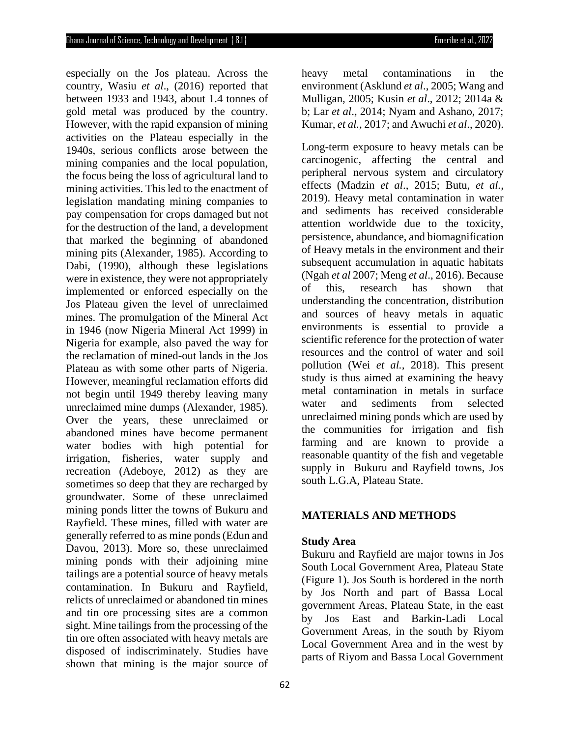especially on the Jos plateau. Across the country, Wasiu *et al*., (2016) reported that between 1933 and 1943, about 1.4 tonnes of gold metal was produced by the country. However, with the rapid expansion of mining activities on the Plateau especially in the 1940s, serious conflicts arose between the mining companies and the local population, the focus being the loss of agricultural land to mining activities. This led to the enactment of legislation mandating mining companies to pay compensation for crops damaged but not for the destruction of the land, a development that marked the beginning of abandoned mining pits (Alexander, 1985). According to Dabi, (1990), although these legislations were in existence, they were not appropriately implemented or enforced especially on the Jos Plateau given the level of unreclaimed mines. The promulgation of the Mineral Act in 1946 (now Nigeria Mineral Act 1999) in Nigeria for example, also paved the way for the reclamation of mined-out lands in the Jos Plateau as with some other parts of Nigeria. However, meaningful reclamation efforts did not begin until 1949 thereby leaving many unreclaimed mine dumps (Alexander, 1985). Over the years, these unreclaimed or abandoned mines have become permanent water bodies with high potential for irrigation, fisheries, water supply and recreation (Adeboye, 2012) as they are sometimes so deep that they are recharged by groundwater. Some of these unreclaimed mining ponds litter the towns of Bukuru and Rayfield. These mines, filled with water are generally referred to as mine ponds (Edun and Davou, 2013). More so, these unreclaimed mining ponds with their adjoining mine tailings are a potential source of heavy metals contamination. In Bukuru and Rayfield, relicts of unreclaimed or abandoned tin mines and tin ore processing sites are a common sight. Mine tailings from the processing of the tin ore often associated with heavy metals are disposed of indiscriminately. Studies have shown that mining is the major source of heavy metal contaminations in the environment (Asklund *et al*., 2005; Wang and Mulligan, 2005; Kusin *et al*., 2012; 2014a & b; Lar *et al*., 2014; Nyam and Ashano, 2017; Kumar, *et al.,* 2017; and Awuchi *et al*., 2020).

Long-term exposure to heavy metals can be carcinogenic, affecting the central and peripheral nervous system and circulatory effects (Madzin *et al*., 2015; Butu, *et al.,* 2019). Heavy metal contamination in water and sediments has received considerable attention worldwide due to the toxicity, persistence, abundance, and biomagnification of Heavy metals in the environment and their subsequent accumulation in aquatic habitats (Ngah *et al* 2007; Meng *et al*., 2016). Because of this, research has shown that understanding the concentration, distribution and sources of heavy metals in aquatic environments is essential to provide a scientific reference for the protection of water resources and the control of water and soil pollution (Wei *et al.,* 2018). This present study is thus aimed at examining the heavy metal contamination in metals in surface water and sediments from selected unreclaimed mining ponds which are used by the communities for irrigation and fish farming and are known to provide a reasonable quantity of the fish and vegetable supply in Bukuru and Rayfield towns, Jos south L.G.A, Plateau State.

## MATERIALS AND METHODS

### Study Area

Bukuru and Rayfield are major towns in Jos South Local Government Area, Plateau State (Figure 1). Jos South is bordered in the north by Jos North and part of Bassa Local government Areas, Plateau State, in the east by Jos East and Barkin-Ladi Local Government Areas, in the south by Riyom Local Government Area and in the west by parts of Riyom and Bassa Local Government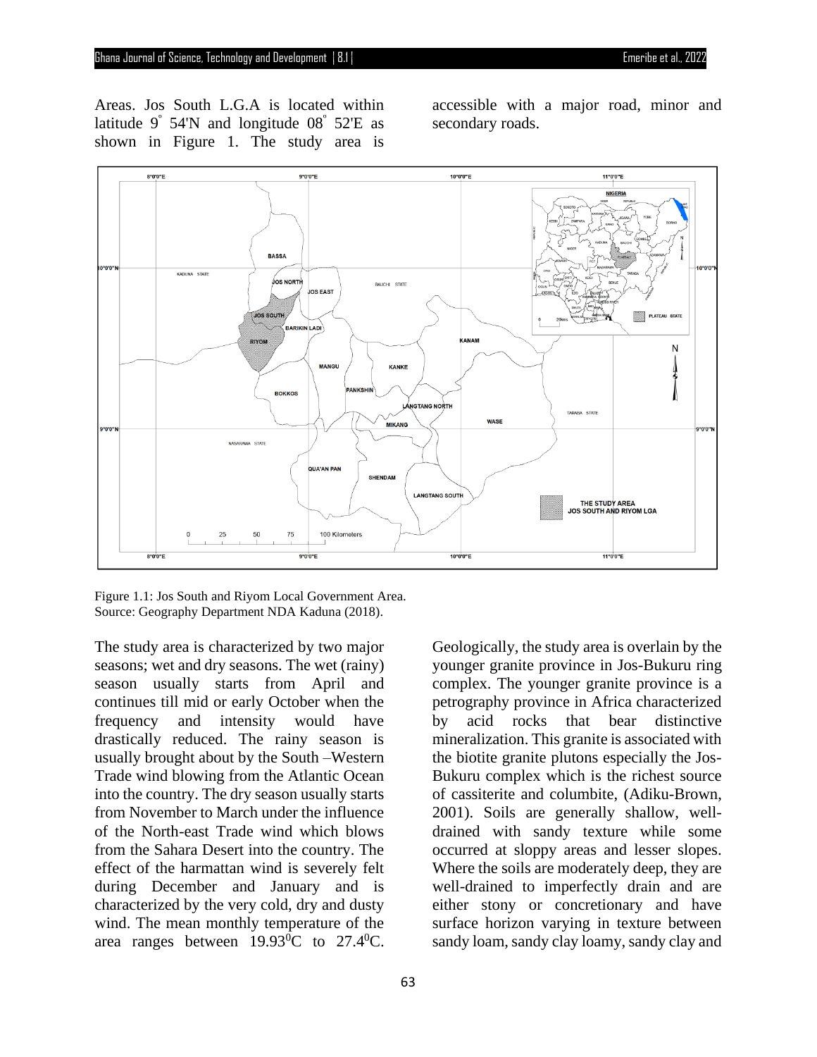Areas. Jos South L.G.A is located within latitude 9° 54'N and longitude 08° 52'E as shown in Figure 1. The study area is accessible with a major road, minor and secondary roads.

Figure 1.1: Jos South and Riyom Local Government Area.
Source: Geography Department NDA Kaduna (2018).

The study area is characterized by two major seasons; wet and dry seasons. The wet (rainy) season usually starts from April and continues till mid or early October when the frequency and intensity would have drastically reduced. The rainy season is usually brought about by the South –Western Trade wind blowing from the Atlantic Ocean into the country. The dry season usually starts from November to March under the influence of the North-east Trade wind which blows from the Sahara Desert into the country. The effect of the harmattan wind is severely felt during December and January and is characterized by the very cold, dry and dusty wind. The mean monthly temperature of the area ranges between $19.93^0$C to $27.4^0$C.

Geologically, the study area is overlain by the younger granite province in Jos-Bukuru ring complex. The younger granite province is a petrography province in Africa characterized by acid rocks that bear distinctive mineralization. This granite is associated with the biotite granite plutons especially the Jos-Bukuru complex which is the richest source of cassiterite and columbite, (Adiku-Brown, 2001). Soils are generally shallow, well-drained with sandy texture while some occurred at sloppy areas and lesser slopes. Where the soils are moderately deep, they are well-drained to imperfectly drain and are either stony or concretionary and have surface horizon varying in texture between sandy loam, sandy clay loamy, sandy clay and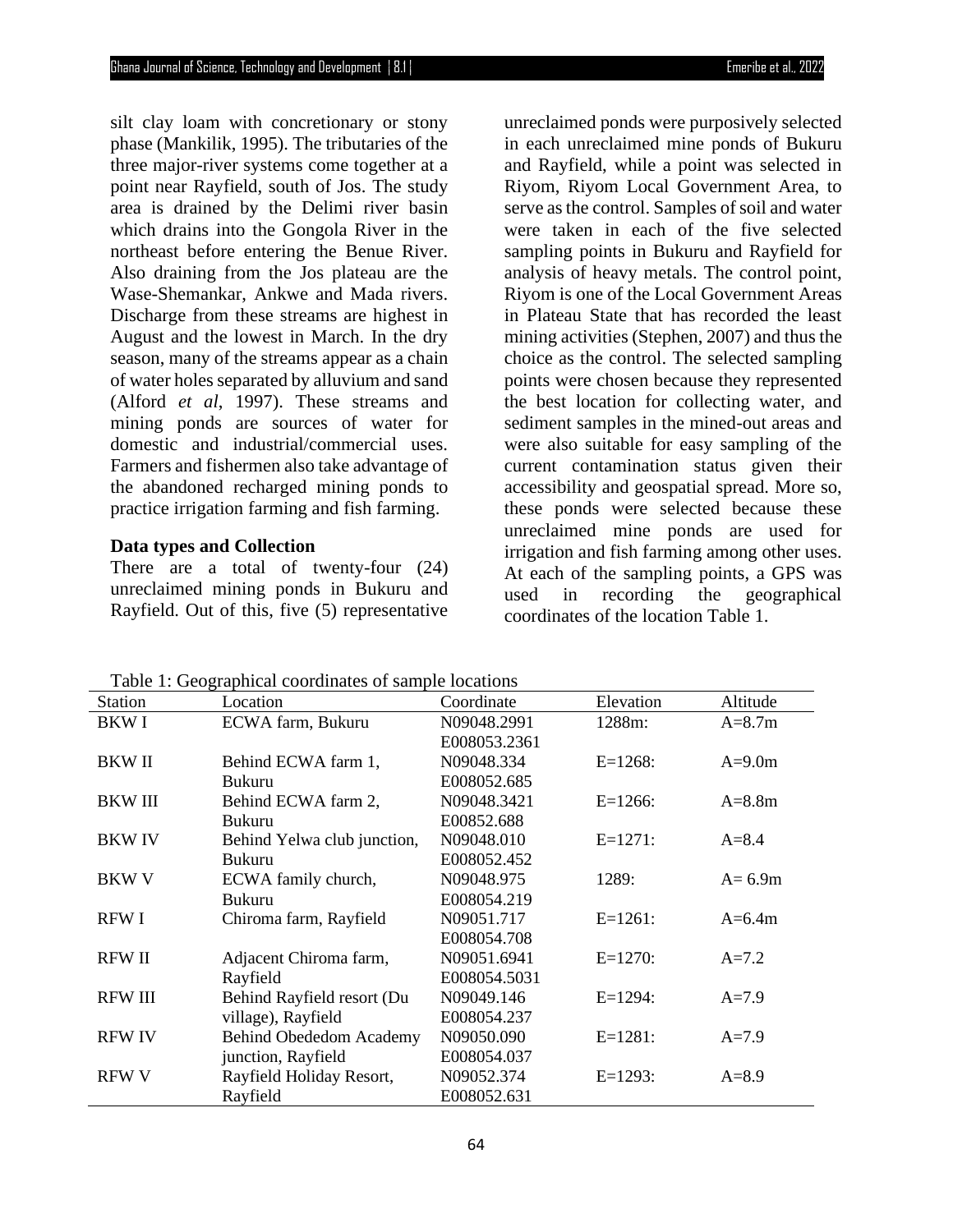silt clay loam with concretionary or stony phase (Mankilik, 1995). The tributaries of the three major-river systems come together at a point near Rayfield, south of Jos. The study area is drained by the Delimi river basin which drains into the Gongola River in the northeast before entering the Benue River. Also draining from the Jos plateau are the Wase-Shemankar, Ankwe and Mada rivers. Discharge from these streams are highest in August and the lowest in March. In the dry season, many of the streams appear as a chain of water holes separated by alluvium and sand (Alford *et al*, 1997). These streams and mining ponds are sources of water for domestic and industrial/commercial uses. Farmers and fishermen also take advantage of the abandoned recharged mining ponds to practice irrigation farming and fish farming.

**Data types and Collection**

There are a total of twenty-four (24) unreclaimed mining ponds in Bukuru and Rayfield. Out of this, five (5) representative unreclaimed ponds were purposively selected in each unreclaimed mine ponds of Bukuru and Rayfield, while a point was selected in Riyom, Riyom Local Government Area, to serve as the control. Samples of soil and water were taken in each of the five selected sampling points in Bukuru and Rayfield for analysis of heavy metals. The control point, Riyom is one of the Local Government Areas in Plateau State that has recorded the least mining activities (Stephen, 2007) and thus the choice as the control. The selected sampling points were chosen because they represented the best location for collecting water, and sediment samples in the mined-out areas and were also suitable for easy sampling of the current contamination status given their accessibility and geospatial spread. More so, these ponds were selected because these unreclaimed mine ponds are used for irrigation and fish farming among other uses. At each of the sampling points, a GPS was used in recording the geographical coordinates of the location Table 1.

Table 1: Geographical coordinates of sample locations

| Station | Location | Coordinate | Elevation | Altitude |
|---|---|---|---|---|
| BKW I | ECWA farm, Bukuru | N09048.2991 E008053.2361 | 1288m: | A=8.7m |
| BKW II | Behind ECWA farm 1, Bukuru | N09048.334 E008052.685 | E=1268: | A=9.0m |
| BKW III | Behind ECWA farm 2, Bukuru | N09048.3421 E00852.688 | E=1266: | A=8.8m |
| BKW IV | Behind Yelwa club junction, Bukuru | N09048.010 E008052.452 | E=1271: | A=8.4 |
| BKW V | ECWA family church, Bukuru | N09048.975 E008054.219 | 1289: | A= 6.9m |
| RFW I | Chiroma farm, Rayfield | N09051.717 E008054.708 | E=1261: | A=6.4m |
| RFW II | Adjacent Chiroma farm, Rayfield | N09051.6941 E008054.5031 | E=1270: | A=7.2 |
| RFW III | Behind Rayfield resort (Du village), Rayfield | N09049.146 E008054.237 | E=1294: | A=7.9 |
| RFW IV | Behind Obededom Academy junction, Rayfield | N09050.090 E008054.037 | E=1281: | A=7.9 |
| RFW V | Rayfield Holiday Resort, Rayfield | N09052.374 E008052.631 | E=1293: | A=8.9 |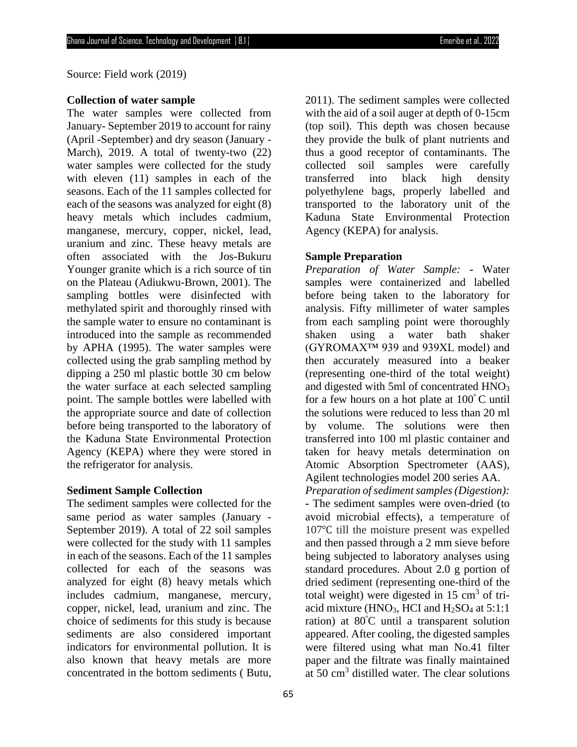Source: Field work (2019)

**Collection of water sample**

The water samples were collected from January- September 2019 to account for rainy (April -September) and dry season (January - March), 2019. A total of twenty-two (22) water samples were collected for the study with eleven (11) samples in each of the seasons. Each of the 11 samples collected for each of the seasons was analyzed for eight (8) heavy metals which includes cadmium, manganese, mercury, copper, nickel, lead, uranium and zinc. These heavy metals are often associated with the Jos-Bukuru Younger granite which is a rich source of tin on the Plateau (Adiukwu-Brown, 2001). The sampling bottles were disinfected with methylated spirit and thoroughly rinsed with the sample water to ensure no contaminant is introduced into the sample as recommended by APHA (1995). The water samples were collected using the grab sampling method by dipping a 250 ml plastic bottle 30 cm below the water surface at each selected sampling point. The sample bottles were labelled with the appropriate source and date of collection before being transported to the laboratory of the Kaduna State Environmental Protection Agency (KEPA) where they were stored in the refrigerator for analysis.

**Sediment Sample Collection**

The sediment samples were collected for the same period as water samples (January - September 2019). A total of 22 soil samples were collected for the study with 11 samples in each of the seasons. Each of the 11 samples collected for each of the seasons was analyzed for eight (8) heavy metals which includes cadmium, manganese, mercury, copper, nickel, lead, uranium and zinc. The choice of sediments for this study is because sediments are also considered important indicators for environmental pollution. It is also known that heavy metals are more concentrated in the bottom sediments ( Butu, 2011). The sediment samples were collected with the aid of a soil auger at depth of 0-15cm (top soil). This depth was chosen because they provide the bulk of plant nutrients and thus a good receptor of contaminants. The collected soil samples were carefully transferred into black high density polyethylene bags, properly labelled and transported to the laboratory unit of the Kaduna State Environmental Protection Agency (KEPA) for analysis.

**Sample Preparation**

*Preparation of Water Sample:* - Water samples were containerized and labelled before being taken to the laboratory for analysis. Fifty millimeter of water samples from each sampling point were thoroughly shaken using a water bath shaker (GYROMAX™ 939 and 939XL model) and then accurately measured into a beaker (representing one-third of the total weight) and digested with 5ml of concentrated $HNO_3$ for a few hours on a hot plate at $100^{\circ}$ C until the solutions were reduced to less than 20 ml by volume. The solutions were then transferred into 100 ml plastic container and taken for heavy metals determination on Atomic Absorption Spectrometer (AAS), Agilent technologies model 200 series AA.

*Preparation of sediment samples (Digestion):* - The sediment samples were oven-dried (to avoid microbial effects), a temperature of 107℃ till the moisture present was expelled and then passed through a 2 mm sieve before being subjected to laboratory analyses using standard procedures. About 2.0 g portion of dried sediment (representing one-third of the total weight) were digested in 15 $cm^3$ of tri-acid mixture ($HNO_3$, HCI and $H_2SO_4$ at 5:1:1 ration) at $80^{\circ}$C until a transparent solution appeared. After cooling, the digested samples were filtered using what man No.41 filter paper and the filtrate was finally maintained at 50 $cm^3$ distilled water. The clear solutions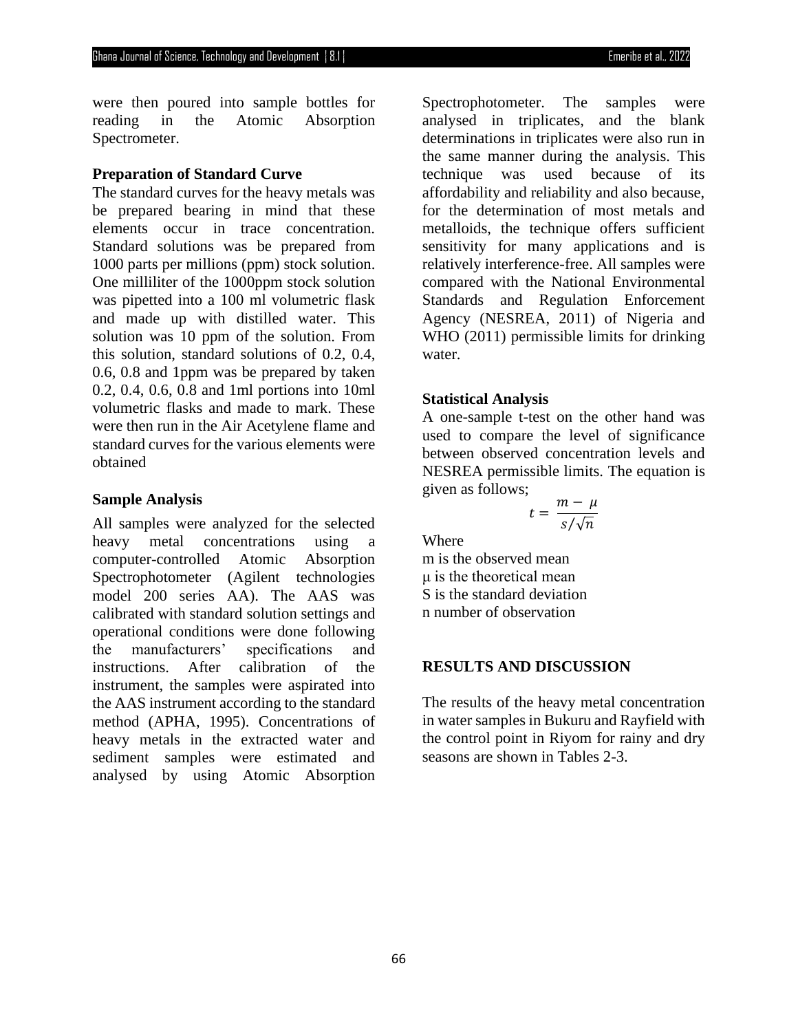were then poured into sample bottles for reading in the Atomic Absorption Spectrometer.

**Preparation of Standard Curve**

The standard curves for the heavy metals was be prepared bearing in mind that these elements occur in trace concentration. Standard solutions was be prepared from 1000 parts per millions (ppm) stock solution. One milliliter of the 1000ppm stock solution was pipetted into a 100 ml volumetric flask and made up with distilled water. This solution was 10 ppm of the solution. From this solution, standard solutions of 0.2, 0.4, 0.6, 0.8 and 1ppm was be prepared by taken 0.2, 0.4, 0.6, 0.8 and 1ml portions into 10ml volumetric flasks and made to mark. These were then run in the Air Acetylene flame and standard curves for the various elements were obtained

**Sample Analysis**

All samples were analyzed for the selected heavy metal concentrations using a computer-controlled Atomic Absorption Spectrophotometer (Agilent technologies model 200 series AA). The AAS was calibrated with standard solution settings and operational conditions were done following the manufacturers' specifications and instructions. After calibration of the instrument, the samples were aspirated into the AAS instrument according to the standard method (APHA, 1995). Concentrations of heavy metals in the extracted water and sediment samples were estimated and analysed by using Atomic Absorption Spectrophotometer. The samples were analysed in triplicates, and the blank determinations in triplicates were also run in the same manner during the analysis. This technique was used because of its affordability and reliability and also because, for the determination of most metals and metalloids, the technique offers sufficient sensitivity for many applications and is relatively interference-free. All samples were compared with the National Environmental Standards and Regulation Enforcement Agency (NESREA, 2011) of Nigeria and WHO (2011) permissible limits for drinking water.

**Statistical Analysis**

A one-sample t-test on the other hand was used to compare the level of significance between observed concentration levels and NESREA permissible limits. The equation is given as follows;

$$t = \frac{m - \mu}{s/\sqrt{n}}$$

Where

m is the observed mean

μ is the theoretical mean

S is the standard deviation

n number of observation

**RESULTS AND DISCUSSION**

The results of the heavy metal concentration in water samples in Bukuru and Rayfield with the control point in Riyom for rainy and dry seasons are shown in Tables 2-3.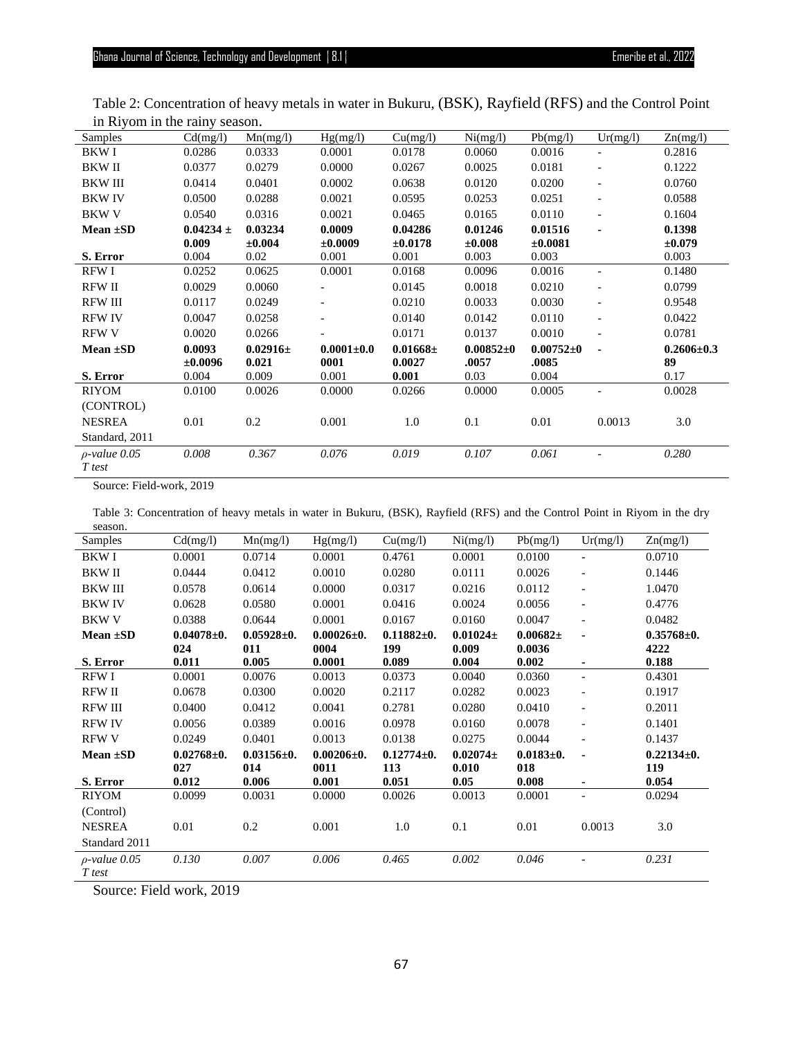Table 2: Concentration of heavy metals in water in Bukuru, (BSK), Rayfield (RFS) and the Control Point in Riyom in the rainy season.

| Samples | Cd(mg/l) | Mn(mg/l) | Hg(mg/l) | Cu(mg/l) | Ni(mg/l) | Pb(mg/l) | Ur(mg/l) | Zn(mg/l) |
|---|---|---|---|---|---|---|---|---|
| BKW I | 0.0286 | 0.0333 | 0.0001 | 0.0178 | 0.0060 | 0.0016 | - | 0.2816 |
| BKW II | 0.0377 | 0.0279 | 0.0000 | 0.0267 | 0.0025 | 0.0181 | - | 0.1222 |
| BKW III | 0.0414 | 0.0401 | 0.0002 | 0.0638 | 0.0120 | 0.0200 | - | 0.0760 |
| BKW IV | 0.0500 | 0.0288 | 0.0021 | 0.0595 | 0.0253 | 0.0251 | - | 0.0588 |
| BKW V | 0.0540 | 0.0316 | 0.0021 | 0.0465 | 0.0165 | 0.0110 | - | 0.1604 |
| **Mean ±SD** | **0.04234 ± 0.009** | **0.03234 ±0.004** | **0.0009 ±0.0009** | **0.04286 ±0.0178** | **0.01246 ±0.008** | **0.01516 ±0.0081** | **-** | **0.1398 ±0.079** |
| **S. Error** | 0.004 | 0.02 | 0.001 | 0.001 | 0.003 | 0.003 | | 0.003 |
| RFW I | 0.0252 | 0.0625 | 0.0001 | 0.0168 | 0.0096 | 0.0016 | - | 0.1480 |
| RFW II | 0.0029 | 0.0060 | - | 0.0145 | 0.0018 | 0.0210 | - | 0.0799 |
| RFW III | 0.0117 | 0.0249 | - | 0.0210 | 0.0033 | 0.0030 | - | 0.9548 |
| RFW IV | 0.0047 | 0.0258 | - | 0.0140 | 0.0142 | 0.0110 | - | 0.0422 |
| RFW V | 0.0020 | 0.0266 | - | 0.0171 | 0.0137 | 0.0010 | - | 0.0781 |
| **Mean ±SD** | **0.0093 ±0.0096** | **0.02916± 0.021** | **0.0001±0.0 0001** | **0.01668± 0.0027** | **0.00852±0 .0057** | **0.00752±0 .0085** | **-** | **0.2606±0.3 89** |
| **S. Error** | 0.004 | 0.009 | 0.001 | **0.001** | 0.03 | 0.004 | | 0.17 |
| RIYOM (CONTROL) | 0.0100 | 0.0026 | 0.0000 | 0.0266 | 0.0000 | 0.0005 | - | 0.0028 |
| NESREA Standard, 2011 | 0.01 | 0.2 | 0.001 | 1.0 | 0.1 | 0.01 | 0.0013 | 3.0 |
| *ρ-value 0.05 T test* | *0.008* | *0.367* | *0.076* | *0.019* | *0.107* | *0.061* | - | *0.280* |

Source: Field-work, 2019

Table 3: Concentration of heavy metals in water in Bukuru, (BSK), Rayfield (RFS) and the Control Point in Riyom in the dry season.

| Samples | Cd(mg/l) | Mn(mg/l) | Hg(mg/l) | Cu(mg/l) | Ni(mg/l) | Pb(mg/l) | Ur(mg/l) | Zn(mg/l) |
|---|---|---|---|---|---|---|---|---|
| BKW I | 0.0001 | 0.0714 | 0.0001 | 0.4761 | 0.0001 | 0.0100 | - | 0.0710 |
| BKW II | 0.0444 | 0.0412 | 0.0010 | 0.0280 | 0.0111 | 0.0026 | - | 0.1446 |
| BKW III | 0.0578 | 0.0614 | 0.0000 | 0.0317 | 0.0216 | 0.0112 | - | 1.0470 |
| BKW IV | 0.0628 | 0.0580 | 0.0001 | 0.0416 | 0.0024 | 0.0056 | - | 0.4776 |
| BKW V | 0.0388 | 0.0644 | 0.0001 | 0.0167 | 0.0160 | 0.0047 | - | 0.0482 |
| **Mean ±SD** | **0.04078±0. 024** | **0.05928±0. 011** | **0.00026±0. 0004** | **0.11882±0. 199** | **0.01024± 0.009** | **0.00682± 0.0036** | **-** | **0.35768±0. 4222** |
| **S. Error** | **0.011** | **0.005** | **0.0001** | **0.089** | **0.004** | **0.002** | **-** | **0.188** |
| RFW I | 0.0001 | 0.0076 | 0.0013 | 0.0373 | 0.0040 | 0.0360 | - | 0.4301 |
| RFW II | 0.0678 | 0.0300 | 0.0020 | 0.2117 | 0.0282 | 0.0023 | - | 0.1917 |
| RFW III | 0.0400 | 0.0412 | 0.0041 | 0.2781 | 0.0280 | 0.0410 | - | 0.2011 |
| RFW IV | 0.0056 | 0.0389 | 0.0016 | 0.0978 | 0.0160 | 0.0078 | - | 0.1401 |
| RFW V | 0.0249 | 0.0401 | 0.0013 | 0.0138 | 0.0275 | 0.0044 | - | 0.1437 |
| **Mean ±SD** | **0.02768±0. 027** | **0.03156±0. 014** | **0.00206±0. 0011** | **0.12774±0. 113** | **0.02074± 0.010** | **0.0183±0. 018** | **-** | **0.22134±0. 119** |
| **S. Error** | **0.012** | **0.006** | **0.001** | **0.051** | **0.05** | **0.008** | **-** | **0.054** |
| RIYOM (Control) | 0.0099 | 0.0031 | 0.0000 | 0.0026 | 0.0013 | 0.0001 | - | 0.0294 |
| NESREA Standard 2011 | 0.01 | 0.2 | 0.001 | 1.0 | 0.1 | 0.01 | 0.0013 | 3.0 |
| *ρ-value 0.05 T test* | *0.130* | *0.007* | *0.006* | *0.465* | *0.002* | *0.046* | - | *0.231* |

Source: Field work, 2019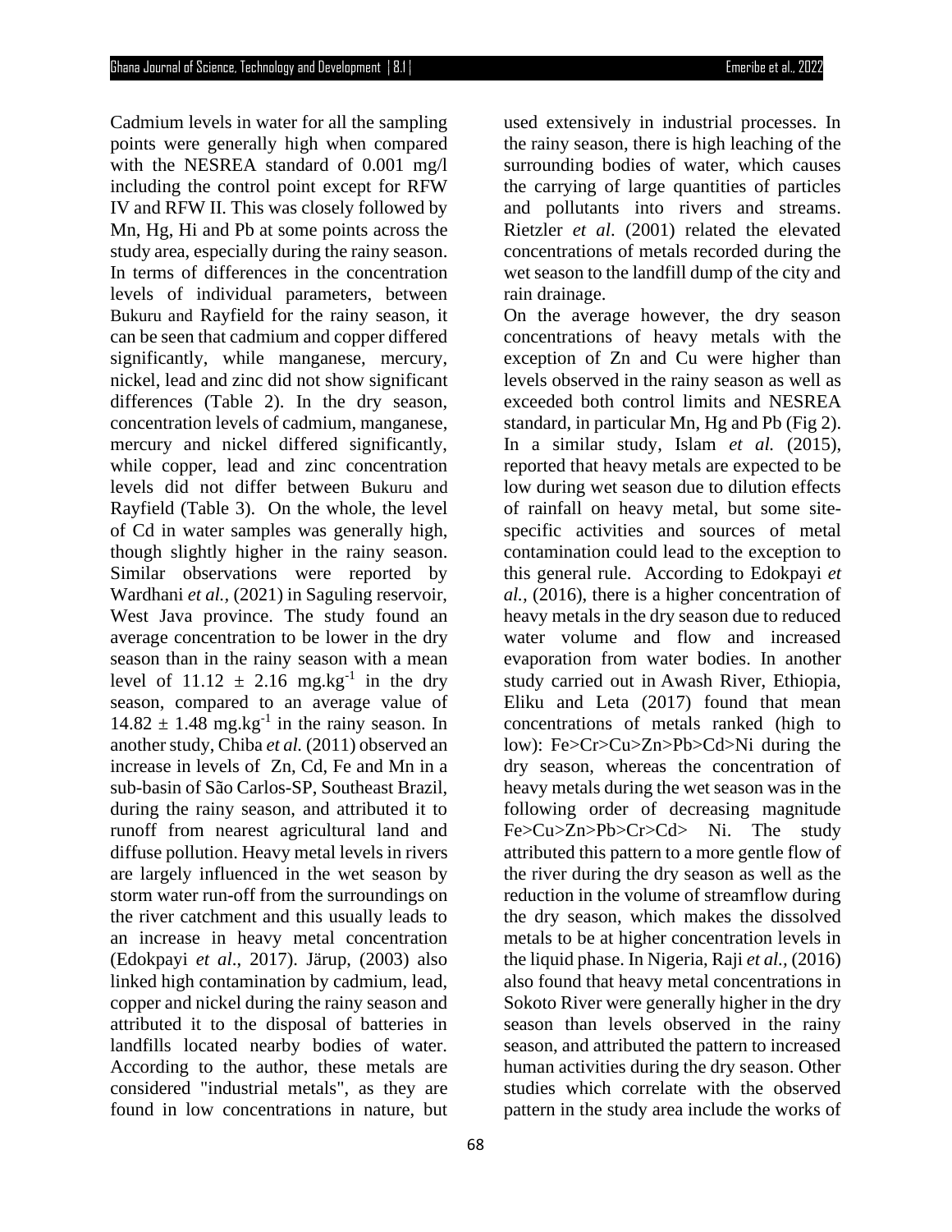Cadmium levels in water for all the sampling points were generally high when compared with the NESREA standard of 0.001 mg/l including the control point except for RFW IV and RFW II. This was closely followed by Mn, Hg, Hi and Pb at some points across the study area, especially during the rainy season. In terms of differences in the concentration levels of individual parameters, between Bukuru and Rayfield for the rainy season, it can be seen that cadmium and copper differed significantly, while manganese, mercury, nickel, lead and zinc did not show significant differences (Table 2). In the dry season, concentration levels of cadmium, manganese, mercury and nickel differed significantly, while copper, lead and zinc concentration levels did not differ between Bukuru and Rayfield (Table 3). On the whole, the level of Cd in water samples was generally high, though slightly higher in the rainy season. Similar observations were reported by Wardhani *et al.,* (2021) in Saguling reservoir, West Java province. The study found an average concentration to be lower in the dry season than in the rainy season with a mean level of $11.12 \pm 2.16$ $mg.kg^{-1}$ in the dry season, compared to an average value of $14.82 \pm 1.48$ $mg.kg^{-1}$ in the rainy season. In another study, Chiba *et al.* (2011) observed an increase in levels of Zn, Cd, Fe and Mn in a sub-basin of São Carlos-SP, Southeast Brazil, during the rainy season, and attributed it to runoff from nearest agricultural land and diffuse pollution. Heavy metal levels in rivers are largely influenced in the wet season by storm water run-off from the surroundings on the river catchment and this usually leads to an increase in heavy metal concentration (Edokpayi *et al*., 2017). Järup, (2003) also linked high contamination by cadmium, lead, copper and nickel during the rainy season and attributed it to the disposal of batteries in landfills located nearby bodies of water. According to the author, these metals are considered "industrial metals", as they are found in low concentrations in nature, but used extensively in industrial processes. In the rainy season, there is high leaching of the surrounding bodies of water, which causes the carrying of large quantities of particles and pollutants into rivers and streams. Rietzler *et al*. (2001) related the elevated concentrations of metals recorded during the wet season to the landfill dump of the city and rain drainage.

On the average however, the dry season concentrations of heavy metals with the exception of Zn and Cu were higher than levels observed in the rainy season as well as exceeded both control limits and NESREA standard, in particular Mn, Hg and Pb (Fig 2). In a similar study, Islam *et al.* (2015), reported that heavy metals are expected to be low during wet season due to dilution effects of rainfall on heavy metal, but some site-specific activities and sources of metal contamination could lead to the exception to this general rule. According to Edokpayi *et al.,* (2016), there is a higher concentration of heavy metals in the dry season due to reduced water volume and flow and increased evaporation from water bodies. In another study carried out in Awash River, Ethiopia, Eliku and Leta (2017) found that mean concentrations of metals ranked (high to low): Fe>Cr>Cu>Zn>Pb>Cd>Ni during the dry season, whereas the concentration of heavy metals during the wet season was in the following order of decreasing magnitude Fe>Cu>Zn>Pb>Cr>Cd> Ni. The study attributed this pattern to a more gentle flow of the river during the dry season as well as the reduction in the volume of streamflow during the dry season, which makes the dissolved metals to be at higher concentration levels in the liquid phase. In Nigeria, Raji *et al.,* (2016) also found that heavy metal concentrations in Sokoto River were generally higher in the dry season than levels observed in the rainy season, and attributed the pattern to increased human activities during the dry season. Other studies which correlate with the observed pattern in the study area include the works of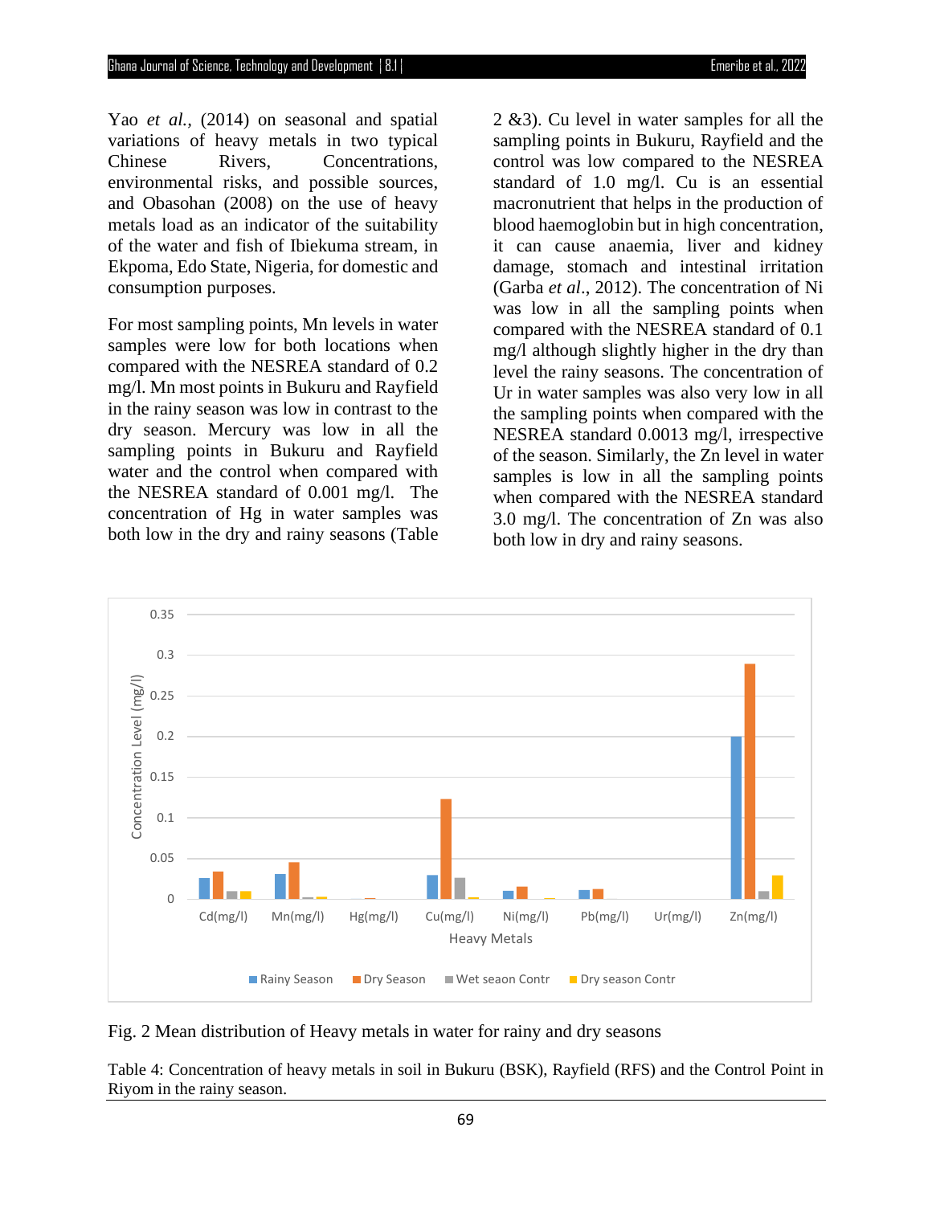Yao *et al.*, (2014) on seasonal and spatial variations of heavy metals in two typical Chinese Rivers, Concentrations, environmental risks, and possible sources, and Obasohan (2008) on the use of heavy metals load as an indicator of the suitability of the water and fish of Ibiekuma stream, in Ekpoma, Edo State, Nigeria, for domestic and consumption purposes.

For most sampling points, Mn levels in water samples were low for both locations when compared with the NESREA standard of 0.2 mg/l. Mn most points in Bukuru and Rayfield in the rainy season was low in contrast to the dry season. Mercury was low in all the sampling points in Bukuru and Rayfield water and the control when compared with the NESREA standard of 0.001 mg/l. The concentration of Hg in water samples was both low in the dry and rainy seasons (Table 2 &3). Cu level in water samples for all the sampling points in Bukuru, Rayfield and the control was low compared to the NESREA standard of 1.0 mg/l. Cu is an essential macronutrient that helps in the production of blood haemoglobin but in high concentration, it can cause anaemia, liver and kidney damage, stomach and intestinal irritation (Garba *et al*., 2012). The concentration of Ni was low in all the sampling points when compared with the NESREA standard of 0.1 mg/l although slightly higher in the dry than level the rainy seasons. The concentration of Ur in water samples was also very low in all the sampling points when compared with the NESREA standard 0.0013 mg/l, irrespective of the season. Similarly, the Zn level in water samples is low in all the sampling points when compared with the NESREA standard 3.0 mg/l. The concentration of Zn was also both low in dry and rainy seasons.

Fig. 2 Mean distribution of Heavy metals in water for rainy and dry seasons

Table 4: Concentration of heavy metals in soil in Bukuru (BSK), Rayfield (RFS) and the Control Point in Riyom in the rainy season.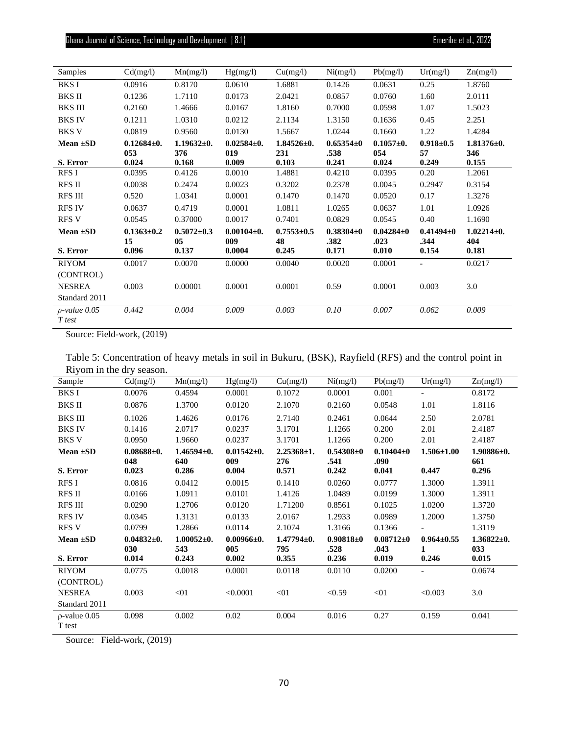| Samples | Cd(mg/l) | Mn(mg/l) | Hg(mg/l) | Cu(mg/l) | Ni(mg/l) | Pb(mg/l) | Ur(mg/l) | Zn(mg/l) |
|---|---|---|---|---|---|---|---|---|
| BKS I | 0.0916 | 0.8170 | 0.0610 | 1.6881 | 0.1426 | 0.0631 | 0.25 | 1.8760 |
| BKS II | 0.1236 | 1.7110 | 0.0173 | 2.0421 | 0.0857 | 0.0760 | 1.60 | 2.0111 |
| BKS III | 0.2160 | 1.4666 | 0.0167 | 1.8160 | 0.7000 | 0.0598 | 1.07 | 1.5023 |
| BKS IV | 0.1211 | 1.0310 | 0.0212 | 2.1134 | 1.3150 | 0.1636 | 0.45 | 2.251 |
| BKS V | 0.0819 | 0.9560 | 0.0130 | 1.5667 | 1.0244 | 0.1660 | 1.22 | 1.4284 |
| **Mean ±SD** | **0.12684±0.053** | **1.19632±0.376** | **0.02584±0.019** | **1.84526±0.231** | **0.65354±0.538** | **0.1057±0.054** | **0.918±0.557** | **1.81376±0.346** |
| **S. Error** | **0.024** | **0.168** | **0.009** | **0.103** | **0.241** | **0.024** | **0.249** | **0.155** |
| RFS I | 0.0395 | 0.4126 | 0.0010 | 1.4881 | 0.4210 | 0.0395 | 0.20 | 1.2061 |
| RFS II | 0.0038 | 0.2474 | 0.0023 | 0.3202 | 0.2378 | 0.0045 | 0.2947 | 0.3154 |
| RFS III | 0.520 | 1.0341 | 0.0001 | 0.1470 | 0.1470 | 0.0520 | 0.17 | 1.3276 |
| RFS IV | 0.0637 | 0.4719 | 0.0001 | 1.0811 | 1.0265 | 0.0637 | 1.01 | 1.0926 |
| RFS V | 0.0545 | 0.37000 | 0.0017 | 0.7401 | 0.0829 | 0.0545 | 0.40 | 1.1690 |
| **Mean ±SD** | **0.1363±0.215** | **0.5072±0.305** | **0.00104±0.009** | **0.7553±0.548** | **0.38304±0.382** | **0.04284±0.023** | **0.41494±0.344** | **1.02214±0.404** |
| **S. Error** | **0.096** | **0.137** | **0.0004** | **0.245** | **0.171** | **0.010** | **0.154** | **0.181** |
| RIYOM (CONTROL) | 0.0017 | 0.0070 | 0.0000 | 0.0040 | 0.0020 | 0.0001 | - | 0.0217 |
| NESREA Standard 2011 | 0.003 | 0.00001 | 0.0001 | 0.0001 | 0.59 | 0.0001 | 0.003 | 3.0 |
| *ρ-value 0.05 T test* | *0.442* | *0.004* | *0.009* | *0.003* | *0.10* | *0.007* | *0.062* | *0.009* |

Source: Field-work, (2019)

Table 5: Concentration of heavy metals in soil in Bukuru, (BSK), Rayfield (RFS) and the control point in Riyom in the dry season.

| Sample | Cd(mg/l) | Mn(mg/l) | Hg(mg/l) | Cu(mg/l) | Ni(mg/l) | Pb(mg/l) | Ur(mg/l) | Zn(mg/l) |
|---|---|---|---|---|---|---|---|---|
| BKS I | 0.0076 | 0.4594 | 0.0001 | 0.1072 | 0.0001 | 0.001 | - | 0.8172 |
| BKS II | 0.0876 | 1.3700 | 0.0120 | 2.1070 | 0.2160 | 0.0548 | 1.01 | 1.8116 |
| BKS III | 0.1026 | 1.4626 | 0.0176 | 2.7140 | 0.2461 | 0.0644 | 2.50 | 2.0781 |
| BKS IV | 0.1416 | 2.0717 | 0.0237 | 3.1701 | 1.1266 | 0.200 | 2.01 | 2.4187 |
| BKS V | 0.0950 | 1.9660 | 0.0237 | 3.1701 | 1.1266 | 0.200 | 2.01 | 2.4187 |
| **Mean ±SD** | **0.08688±0.048** | **1.46594±0.640** | **0.01542±0.009** | **2.25368±1.276** | **0.54308±0.541** | **0.10404±0.090** | **1.506±1.00** | **1.90886±0.661** |
| **S. Error** | **0.023** | **0.286** | **0.004** | **0.571** | **0.242** | **0.041** | **0.447** | **0.296** |
| RFS I | 0.0816 | 0.0412 | 0.0015 | 0.1410 | 0.0260 | 0.0777 | 1.3000 | 1.3911 |
| RFS II | 0.0166 | 1.0911 | 0.0101 | 1.4126 | 1.0489 | 0.0199 | 1.3000 | 1.3911 |
| RFS III | 0.0290 | 1.2706 | 0.0120 | 1.71200 | 0.8561 | 0.1025 | 1.0200 | 1.3720 |
| RFS IV | 0.0345 | 1.3131 | 0.0133 | 2.0167 | 1.2933 | 0.0989 | 1.2000 | 1.3750 |
| RFS V | 0.0799 | 1.2866 | 0.0114 | 2.1074 | 1.3166 | 0.1366 | - | 1.3119 |
| **Mean ±SD** | **0.04832±0.030** | **1.00052±0.543** | **0.00966±0.005** | **1.47794±0.795** | **0.90818±0.528** | **0.08712±0.043** | **0.964±0.551** | **1.36822±0.033** |
| **S. Error** | **0.014** | **0.243** | **0.002** | **0.355** | **0.236** | **0.019** | **0.246** | **0.015** |
| RIYOM (CONTROL) | 0.0775 | 0.0018 | 0.0001 | 0.0118 | 0.0110 | 0.0200 | - | 0.0674 |
| NESREA Standard 2011 | 0.003 | <01 | <0.0001 | <01 | <0.59 | <01 | <0.003 | 3.0 |
| ρ-value 0.05 T test | 0.098 | 0.002 | 0.02 | 0.004 | 0.016 | 0.27 | 0.159 | 0.041 |

Source: Field-work, (2019)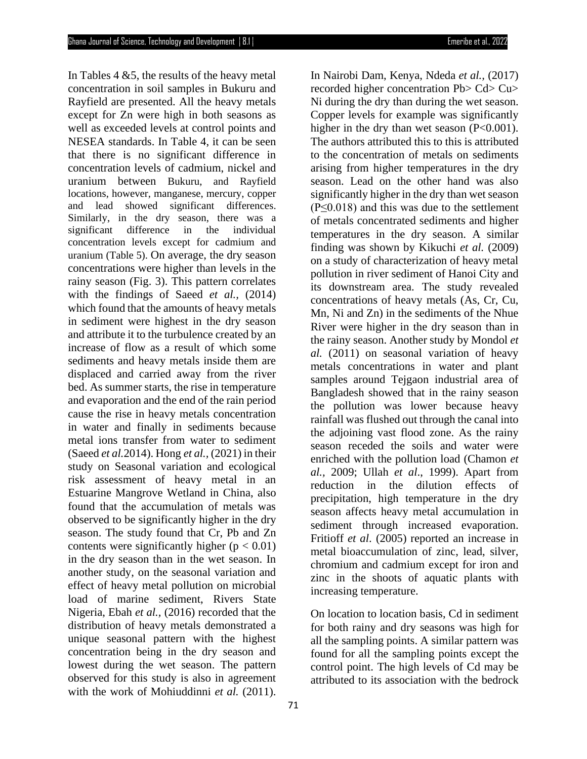In Tables 4 &5, the results of the heavy metal concentration in soil samples in Bukuru and Rayfield are presented. All the heavy metals except for Zn were high in both seasons as well as exceeded levels at control points and NESEA standards. In Table 4, it can be seen that there is no significant difference in concentration levels of cadmium, nickel and uranium between Bukuru, and Rayfield locations, however, manganese, mercury, copper and lead showed significant differences. Similarly, in the dry season, there was a significant difference in the individual concentration levels except for cadmium and uranium (Table 5). On average, the dry season concentrations were higher than levels in the rainy season (Fig. 3). This pattern correlates with the findings of Saeed *et al.,* (2014) which found that the amounts of heavy metals in sediment were highest in the dry season and attribute it to the turbulence created by an increase of flow as a result of which some sediments and heavy metals inside them are displaced and carried away from the river bed. As summer starts, the rise in temperature and evaporation and the end of the rain period cause the rise in heavy metals concentration in water and finally in sediments because metal ions transfer from water to sediment (Saeed *et al.*2014). Hong *et al.,* (2021) in their study on Seasonal variation and ecological risk assessment of heavy metal in an Estuarine Mangrove Wetland in China, also found that the accumulation of metals was observed to be significantly higher in the dry season. The study found that Cr, Pb and Zn contents were significantly higher ($p < 0.01$) in the dry season than in the wet season. In another study, on the seasonal variation and effect of heavy metal pollution on microbial load of marine sediment, Rivers State Nigeria, Ebah *et al.,* (2016) recorded that the distribution of heavy metals demonstrated a unique seasonal pattern with the highest concentration being in the dry season and lowest during the wet season. The pattern observed for this study is also in agreement with the work of Mohiuddinni *et al.* (2011). In Nairobi Dam, Kenya, Ndeda *et al.,* (2017) recorded higher concentration Pb> Cd> Cu> Ni during the dry than during the wet season. Copper levels for example was significantly higher in the dry than wet season ($P<0.001$). The authors attributed this to this is attributed to the concentration of metals on sediments arising from higher temperatures in the dry season. Lead on the other hand was also significantly higher in the dry than wet season ($P\leq0.018$) and this was due to the settlement of metals concentrated sediments and higher temperatures in the dry season. A similar finding was shown by Kikuchi *et al.* (2009) on a study of characterization of heavy metal pollution in river sediment of Hanoi City and its downstream area. The study revealed concentrations of heavy metals (As, Cr, Cu, Mn, Ni and Zn) in the sediments of the Nhue River were higher in the dry season than in the rainy season. Another study by Mondol *et al.* (2011) on seasonal variation of heavy metals concentrations in water and plant samples around Tejgaon industrial area of Bangladesh showed that in the rainy season the pollution was lower because heavy rainfall was flushed out through the canal into the adjoining vast flood zone. As the rainy season receded the soils and water were enriched with the pollution load (Chamon *et al.*, 2009; Ullah *et al*., 1999). Apart from reduction in the dilution effects of precipitation, high temperature in the dry season affects heavy metal accumulation in sediment through increased evaporation. Fritioff *et al.* (2005) reported an increase in metal bioaccumulation of zinc, lead, silver, chromium and cadmium except for iron and zinc in the shoots of aquatic plants with increasing temperature.

On location to location basis, Cd in sediment for both rainy and dry seasons was high for all the sampling points. A similar pattern was found for all the sampling points except the control point. The high levels of Cd may be attributed to its association with the bedrock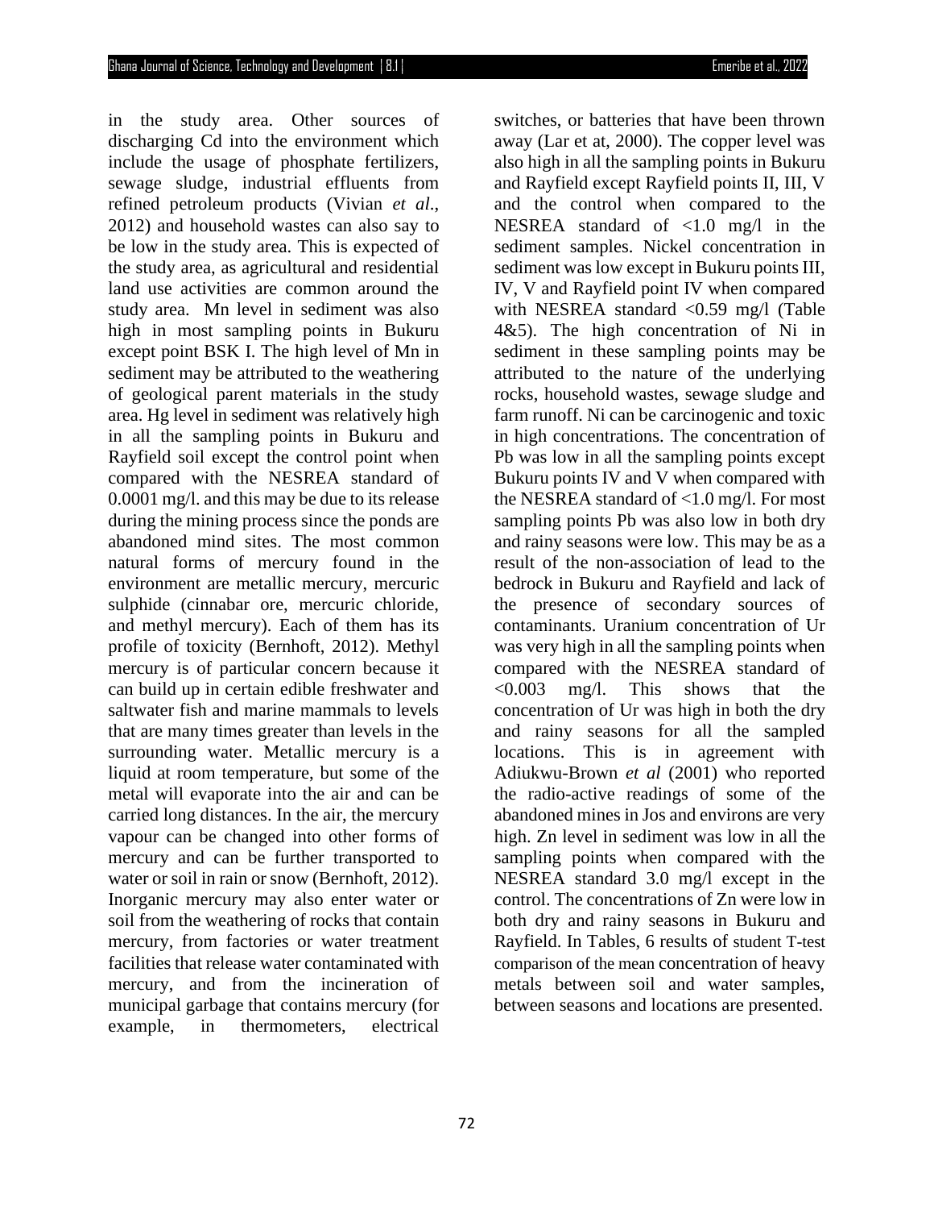in the study area. Other sources of discharging Cd into the environment which include the usage of phosphate fertilizers, sewage sludge, industrial effluents from refined petroleum products (Vivian *et al*., 2012) and household wastes can also say to be low in the study area. This is expected of the study area, as agricultural and residential land use activities are common around the study area. Mn level in sediment was also high in most sampling points in Bukuru except point BSK I. The high level of Mn in sediment may be attributed to the weathering of geological parent materials in the study area. Hg level in sediment was relatively high in all the sampling points in Bukuru and Rayfield soil except the control point when compared with the NESREA standard of 0.0001 mg/l. and this may be due to its release during the mining process since the ponds are abandoned mind sites. The most common natural forms of mercury found in the environment are metallic mercury, mercuric sulphide (cinnabar ore, mercuric chloride, and methyl mercury). Each of them has its profile of toxicity (Bernhoft, 2012). Methyl mercury is of particular concern because it can build up in certain edible freshwater and saltwater fish and marine mammals to levels that are many times greater than levels in the surrounding water. Metallic mercury is a liquid at room temperature, but some of the metal will evaporate into the air and can be carried long distances. In the air, the mercury vapour can be changed into other forms of mercury and can be further transported to water or soil in rain or snow (Bernhoft, 2012). Inorganic mercury may also enter water or soil from the weathering of rocks that contain mercury, from factories or water treatment facilities that release water contaminated with mercury, and from the incineration of municipal garbage that contains mercury (for example, in thermometers, electrical switches, or batteries that have been thrown away (Lar et at, 2000). The copper level was also high in all the sampling points in Bukuru and Rayfield except Rayfield points II, III, V and the control when compared to the NESREA standard of <1.0 mg/l in the sediment samples. Nickel concentration in sediment was low except in Bukuru points III, IV, V and Rayfield point IV when compared with NESREA standard <0.59 mg/l (Table 4&5). The high concentration of Ni in sediment in these sampling points may be attributed to the nature of the underlying rocks, household wastes, sewage sludge and farm runoff. Ni can be carcinogenic and toxic in high concentrations. The concentration of Pb was low in all the sampling points except Bukuru points IV and V when compared with the NESREA standard of <1.0 mg/l. For most sampling points Pb was also low in both dry and rainy seasons were low. This may be as a result of the non-association of lead to the bedrock in Bukuru and Rayfield and lack of the presence of secondary sources of contaminants. Uranium concentration of Ur was very high in all the sampling points when compared with the NESREA standard of <0.003 mg/l. This shows that the concentration of Ur was high in both the dry and rainy seasons for all the sampled locations. This is in agreement with Adiukwu-Brown *et al* (2001) who reported the radio-active readings of some of the abandoned mines in Jos and environs are very high. Zn level in sediment was low in all the sampling points when compared with the NESREA standard 3.0 mg/l except in the control. The concentrations of Zn were low in both dry and rainy seasons in Bukuru and Rayfield. In Tables, 6 results of student T-test comparison of the mean concentration of heavy metals between soil and water samples, between seasons and locations are presented.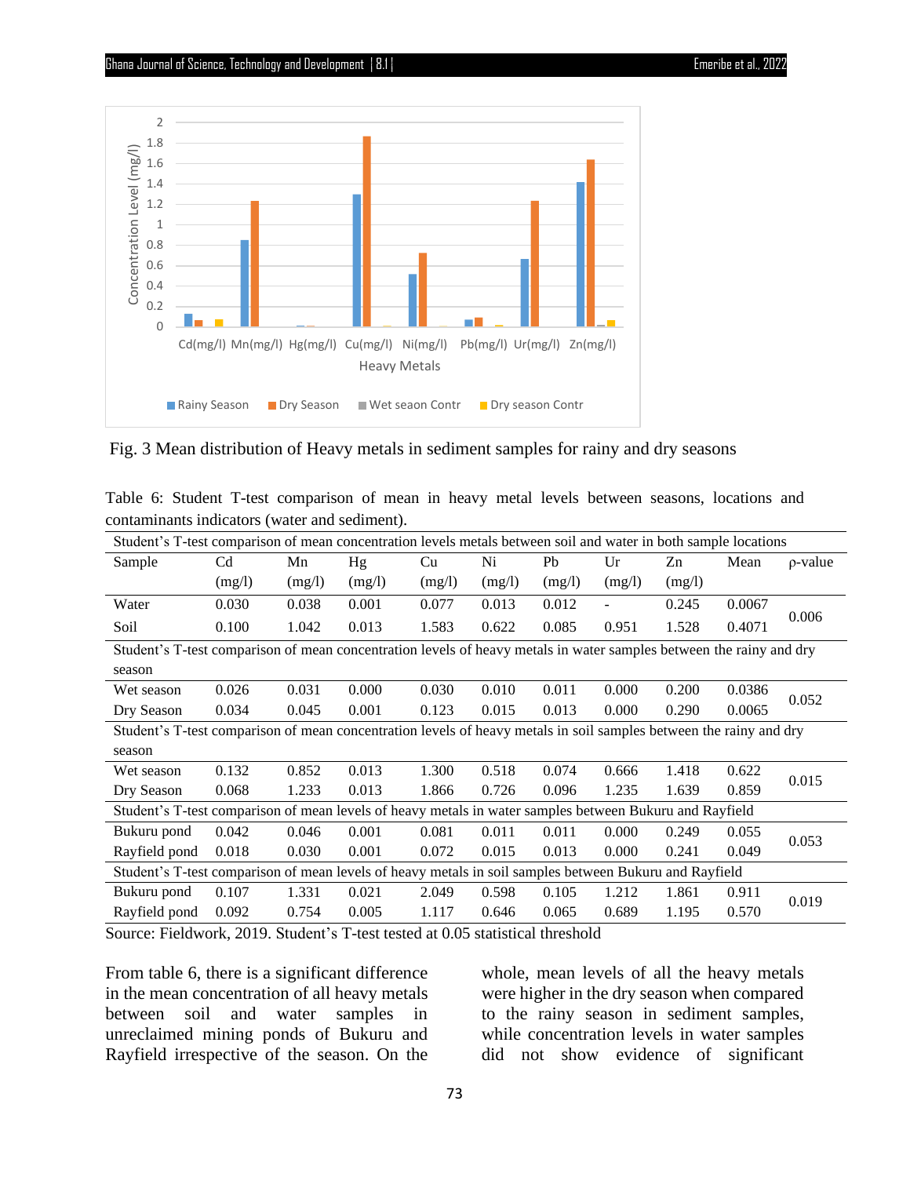Fig. 3 Mean distribution of Heavy metals in sediment samples for rainy and dry seasons

Table 6: Student T-test comparison of mean in heavy metal levels between seasons, locations and contaminants indicators (water and sediment).

| Sample | Cd (mg/l) | Mn (mg/l) | Hg (mg/l) | Cu (mg/l) | Ni (mg/l) | Pb (mg/l) | Ur (mg/l) | Zn (mg/l) | Mean | ρ-value |
|---|---|---|---|---|---|---|---|---|---|---|
| **Student's T-test comparison of mean concentration levels metals between soil and water in both sample locations** | | | | | | | | | | |
| Water | 0.030 | 0.038 | 0.001 | 0.077 | 0.013 | 0.012 | - | 0.245 | 0.0067 | 0.006 |
| Soil | 0.100 | 1.042 | 0.013 | 1.583 | 0.622 | 0.085 | 0.951 | 1.528 | 0.4071 | |
| **Student's T-test comparison of mean concentration levels of heavy metals in water samples between the rainy and dry season** | | | | | | | | | | |
| Wet season | 0.026 | 0.031 | 0.000 | 0.030 | 0.010 | 0.011 | 0.000 | 0.200 | 0.0386 | 0.052 |
| Dry Season | 0.034 | 0.045 | 0.001 | 0.123 | 0.015 | 0.013 | 0.000 | 0.290 | 0.0065 | |
| **Student's T-test comparison of mean concentration levels of heavy metals in soil samples between the rainy and dry season** | | | | | | | | | | |
| Wet season | 0.132 | 0.852 | 0.013 | 1.300 | 0.518 | 0.074 | 0.666 | 1.418 | 0.622 | 0.015 |
| Dry Season | 0.068 | 1.233 | 0.013 | 1.866 | 0.726 | 0.096 | 1.235 | 1.639 | 0.859 | |
| **Student's T-test comparison of mean levels of heavy metals in water samples between Bukuru and Rayfield** | | | | | | | | | | |
| Bukuru pond | 0.042 | 0.046 | 0.001 | 0.081 | 0.011 | 0.011 | 0.000 | 0.249 | 0.055 | 0.053 |
| Rayfield pond | 0.018 | 0.030 | 0.001 | 0.072 | 0.015 | 0.013 | 0.000 | 0.241 | 0.049 | |
| **Student's T-test comparison of mean levels of heavy metals in soil samples between Bukuru and Rayfield** | | | | | | | | | | |
| Bukuru pond | 0.107 | 1.331 | 0.021 | 2.049 | 0.598 | 0.105 | 1.212 | 1.861 | 0.911 | 0.019 |
| Rayfield pond | 0.092 | 0.754 | 0.005 | 1.117 | 0.646 | 0.065 | 0.689 | 1.195 | 0.570 | |

Source: Fieldwork, 2019. Student's T-test tested at 0.05 statistical threshold

From table 6, there is a significant difference in the mean concentration of all heavy metals between soil and water samples in unreclaimed mining ponds of Bukuru and Rayfield irrespective of the season. On the whole, mean levels of all the heavy metals were higher in the dry season when compared to the rainy season in sediment samples, while concentration levels in water samples did not show evidence of significant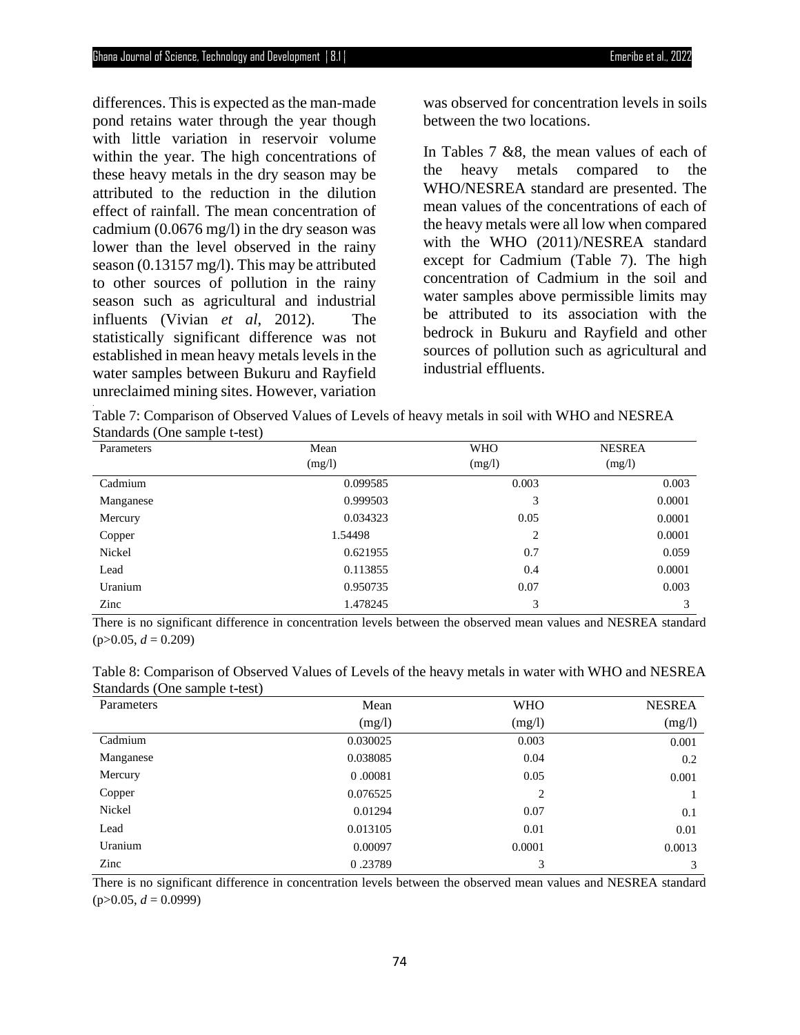differences. This is expected as the man-made pond retains water through the year though with little variation in reservoir volume within the year. The high concentrations of these heavy metals in the dry season may be attributed to the reduction in the dilution effect of rainfall. The mean concentration of cadmium (0.0676 mg/l) in the dry season was lower than the level observed in the rainy season (0.13157 mg/l). This may be attributed to other sources of pollution in the rainy season such as agricultural and industrial influents (Vivian *et al*, 2012). The statistically significant difference was not established in mean heavy metals levels in the water samples between Bukuru and Rayfield unreclaimed mining sites. However, variation was observed for concentration levels in soils between the two locations.

In Tables 7 &8, the mean values of each of the heavy metals compared to the WHO/NESREA standard are presented. The mean values of the concentrations of each of the heavy metals were all low when compared with the WHO (2011)/NESREA standard except for Cadmium (Table 7). The high concentration of Cadmium in the soil and water samples above permissible limits may be attributed to its association with the bedrock in Bukuru and Rayfield and other sources of pollution such as agricultural and industrial effluents.

Table 7: Comparison of Observed Values of Levels of heavy metals in soil with WHO and NESREA Standards (One sample t-test)

| Parameters | Mean (mg/l) | WHO (mg/l) | NESREA (mg/l) |
|---|---|---|---|
| Cadmium | 0.099585 | 0.003 | 0.003 |
| Manganese | 0.999503 | 3 | 0.0001 |
| Mercury | 0.034323 | 0.05 | 0.0001 |
| Copper | 1.54498 | 2 | 0.0001 |
| Nickel | 0.621955 | 0.7 | 0.059 |
| Lead | 0.113855 | 0.4 | 0.0001 |
| Uranium | 0.950735 | 0.07 | 0.003 |
| Zinc | 1.478245 | 3 | 3 |

There is no significant difference in concentration levels between the observed mean values and NESREA standard ($p>0.05$, $d = 0.209$)

Table 8: Comparison of Observed Values of Levels of the heavy metals in water with WHO and NESREA Standards (One sample t-test)

| Parameters | Mean (mg/l) | WHO (mg/l) | NESREA (mg/l) |
|---|---|---|---|
| Cadmium | 0.030025 | 0.003 | 0.001 |
| Manganese | 0.038085 | 0.04 | 0.2 |
| Mercury | 0 .00081 | 0.05 | 0.001 |
| Copper | 0.076525 | 2 | 1 |
| Nickel | 0.01294 | 0.07 | 0.1 |
| Lead | 0.013105 | 0.01 | 0.01 |
| Uranium | 0.00097 | 0.0001 | 0.0013 |
| Zinc | 0 .23789 | 3 | 3 |

There is no significant difference in concentration levels between the observed mean values and NESREA standard ($p>0.05$, $d = 0.0999$)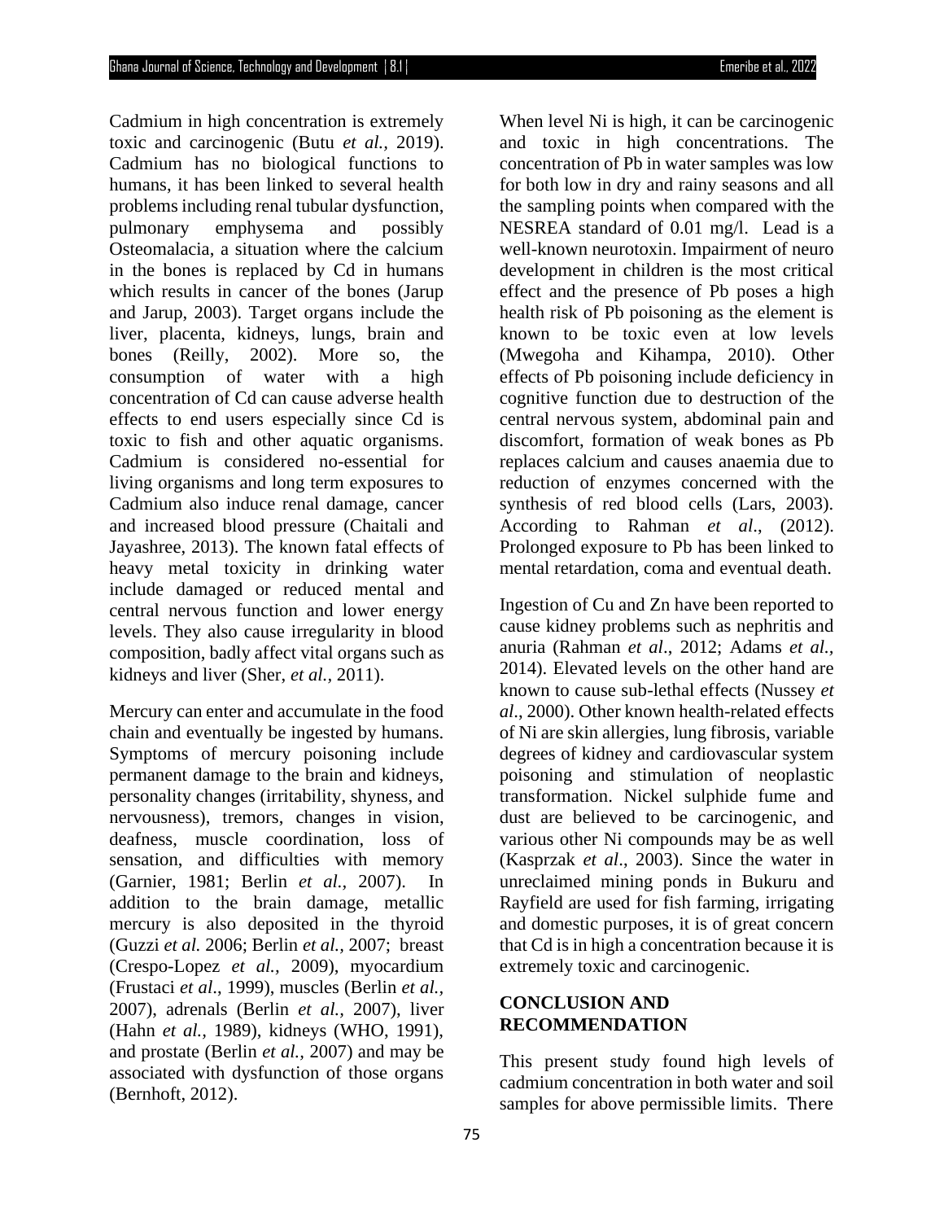Cadmium in high concentration is extremely toxic and carcinogenic (Butu *et al.,* 2019). Cadmium has no biological functions to humans, it has been linked to several health problems including renal tubular dysfunction, pulmonary emphysema and possibly Osteomalacia, a situation where the calcium in the bones is replaced by Cd in humans which results in cancer of the bones (Jarup and Jarup, 2003). Target organs include the liver, placenta, kidneys, lungs, brain and bones (Reilly, 2002). More so, the consumption of water with a high concentration of Cd can cause adverse health effects to end users especially since Cd is toxic to fish and other aquatic organisms. Cadmium is considered no-essential for living organisms and long term exposures to Cadmium also induce renal damage, cancer and increased blood pressure (Chaitali and Jayashree, 2013). The known fatal effects of heavy metal toxicity in drinking water include damaged or reduced mental and central nervous function and lower energy levels. They also cause irregularity in blood composition, badly affect vital organs such as kidneys and liver (Sher, *et al.,* 2011).

Mercury can enter and accumulate in the food chain and eventually be ingested by humans. Symptoms of mercury poisoning include permanent damage to the brain and kidneys, personality changes (irritability, shyness, and nervousness), tremors, changes in vision, deafness, muscle coordination, loss of sensation, and difficulties with memory (Garnier, 1981; Berlin *et al.*, 2007). In addition to the brain damage, metallic mercury is also deposited in the thyroid (Guzzi *et al.* 2006; Berlin *et al.,* 2007; breast (Crespo-Lopez *et al.,* 2009), myocardium (Frustaci *et al*., 1999), muscles (Berlin *et al.,* 2007), adrenals (Berlin *et al.,* 2007), liver (Hahn *et al.,* 1989), kidneys (WHO, 1991), and prostate (Berlin *et al.,* 2007) and may be associated with dysfunction of those organs (Bernhoft, 2012).

When level Ni is high, it can be carcinogenic and toxic in high concentrations. The concentration of Pb in water samples was low for both low in dry and rainy seasons and all the sampling points when compared with the NESREA standard of 0.01 mg/l. Lead is a well-known neurotoxin. Impairment of neuro development in children is the most critical effect and the presence of Pb poses a high health risk of Pb poisoning as the element is known to be toxic even at low levels (Mwegoha and Kihampa, 2010). Other effects of Pb poisoning include deficiency in cognitive function due to destruction of the central nervous system, abdominal pain and discomfort, formation of weak bones as Pb replaces calcium and causes anaemia due to reduction of enzymes concerned with the synthesis of red blood cells (Lars, 2003). According to Rahman *et al*., (2012). Prolonged exposure to Pb has been linked to mental retardation, coma and eventual death.

Ingestion of Cu and Zn have been reported to cause kidney problems such as nephritis and anuria (Rahman *et al*., 2012; Adams *et al.,* 2014). Elevated levels on the other hand are known to cause sub-lethal effects (Nussey *et al*., 2000). Other known health-related effects of Ni are skin allergies, lung fibrosis, variable degrees of kidney and cardiovascular system poisoning and stimulation of neoplastic transformation. Nickel sulphide fume and dust are believed to be carcinogenic, and various other Ni compounds may be as well (Kasprzak *et al*., 2003). Since the water in unreclaimed mining ponds in Bukuru and Rayfield are used for fish farming, irrigating and domestic purposes, it is of great concern that Cd is in high a concentration because it is extremely toxic and carcinogenic.

## CONCLUSION AND RECOMMENDATION

This present study found high levels of cadmium concentration in both water and soil samples for above permissible limits. There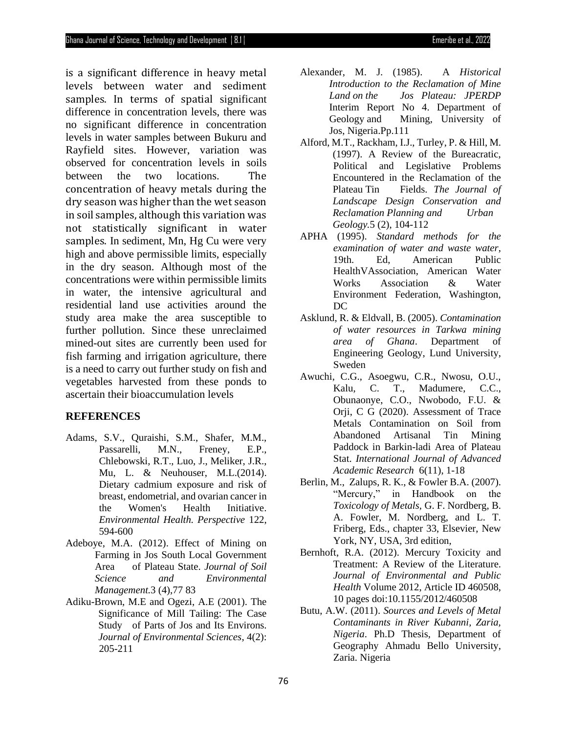is a significant difference in heavy metal levels between water and sediment samples. In terms of spatial significant difference in concentration levels, there was no significant difference in concentration levels in water samples between Bukuru and Rayfield sites. However, variation was observed for concentration levels in soils between the two locations. The concentration of heavy metals during the dry season was higher than the wet season in soil samples, although this variation was not statistically significant in water samples. In sediment, Mn, Hg Cu were very high and above permissible limits, especially in the dry season. Although most of the concentrations were within permissible limits in water, the intensive agricultural and residential land use activities around the study area make the area susceptible to further pollution. Since these unreclaimed mined-out sites are currently been used for fish farming and irrigation agriculture, there is a need to carry out further study on fish and vegetables harvested from these ponds to ascertain their bioaccumulation levels

## REFERENCES

Adams, S.V., Quraishi, S.M., Shafer, M.M., Passarelli, M.N., Freney, E.P., Chlebowski, R.T., Luo, J., Meliker, J.R., Mu, L. & Neuhouser, M.L.(2014). Dietary cadmium exposure and risk of breast, endometrial, and ovarian cancer in the Women's Health Initiative. *Environmental Health. Perspective* 122, 594-600

Adeboye, M.A. (2012). Effect of Mining on Farming in Jos South Local Government Area of Plateau State. *Journal of Soil Science and Environmental Management.*3 (4),77 83

Adiku-Brown, M.E and Ogezi, A.E (2001). The Significance of Mill Tailing: The Case Study of Parts of Jos and Its Environs. *Journal of Environmental Sciences*, 4(2): 205-211

Alexander, M. J. (1985). A *Historical Introduction to the Reclamation of Mine Land on the Jos Plateau: JPERDP* Interim Report No 4. Department of Geology and Mining, University of Jos, Nigeria.Pp.111

Alford, M.T., Rackham, I.J., Turley, P. & Hill, M. (1997). A Review of the Bureacratic, Political and Legislative Problems Encountered in the Reclamation of the Plateau Tin Fields. *The Journal of Landscape Design Conservation and Reclamation Planning and Urban Geology.*5 (2), 104-112

APHA (1995). *Standard methods for the examination of water and waste water*, 19th. Ed, American Public HealthVAssociation, American Water Works Association & Water Environment Federation, Washington, DC

Asklund, R. & Eldvall, B. (2005). *Contamination of water resources in Tarkwa mining area of Ghana*. Department of Engineering Geology, Lund University, Sweden

Awuchi, C.G., Asoegwu, C.R., Nwosu, O.U., Kalu, C. T., Madumere, C.C., Obunaonye, C.O., Nwobodo, F.U. & Orji, C G (2020). Assessment of Trace Metals Contamination on Soil from Abandoned Artisanal Tin Mining Paddock in Barkin-ladi Area of Plateau Stat. *International Journal of Advanced Academic Research* 6(11), 1-18

Berlin, M., Zalups, R. K., & Fowler B.A. (2007). "Mercury," in Handbook on the *Toxicology of Metals*, G. F. Nordberg, B. A. Fowler, M. Nordberg, and L. T. Friberg, Eds., chapter 33, Elsevier, New York, NY, USA, 3rd edition,

Bernhoft, R.A. (2012). Mercury Toxicity and Treatment: A Review of the Literature. *Journal of Environmental and Public Health* Volume 2012, Article ID 460508, 10 pages doi:10.1155/2012/460508

Butu, A.W. (2011). *Sources and Levels of Metal Contaminants in River Kubanni, Zaria, Nigeria*. Ph.D Thesis, Department of Geography Ahmadu Bello University, Zaria. Nigeria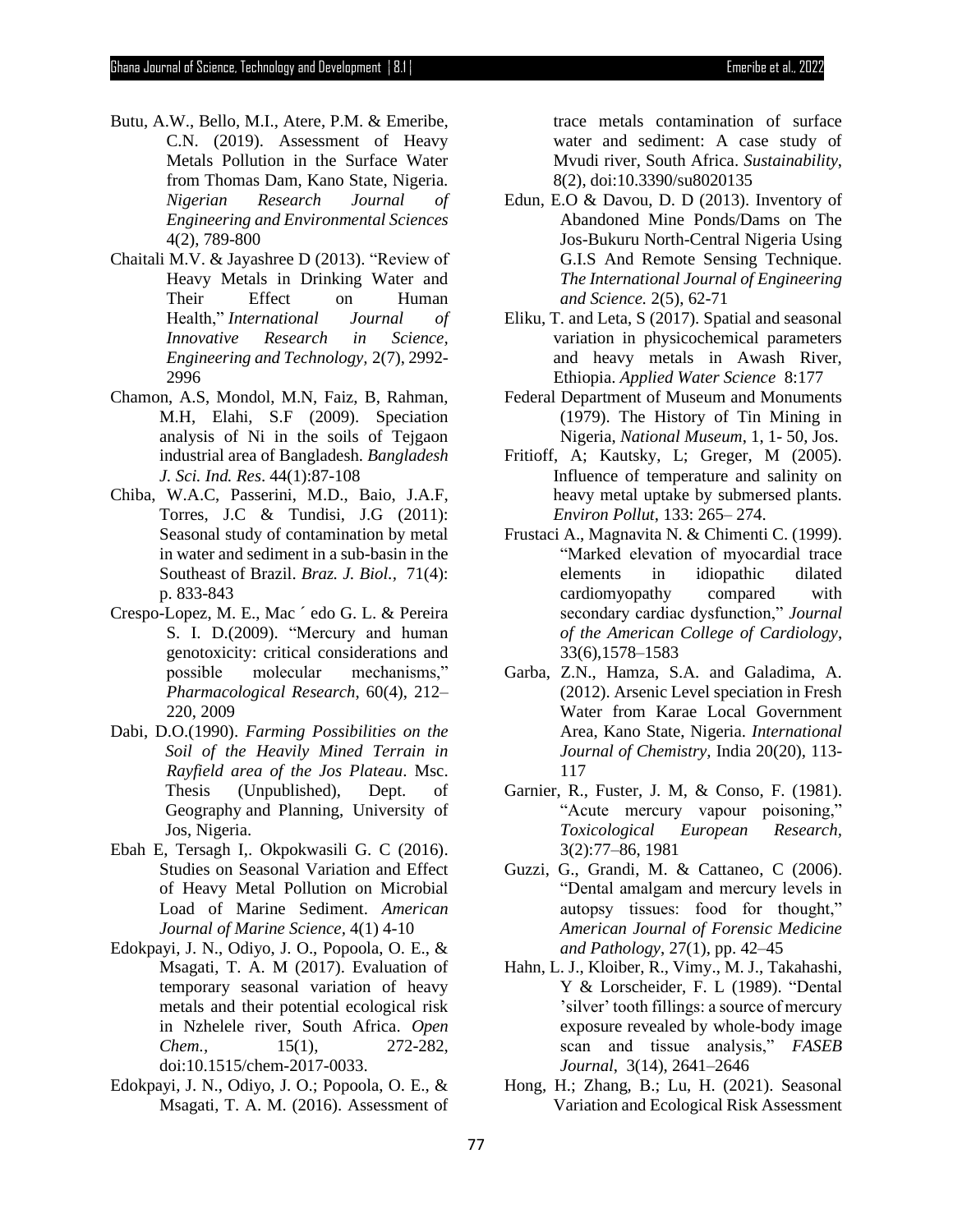Butu, A.W., Bello, M.I., Atere, P.M. & Emeribe, C.N. (2019). Assessment of Heavy Metals Pollution in the Surface Water from Thomas Dam, Kano State, Nigeria. *Nigerian Research Journal of Engineering and Environmental Sciences* 4(2), 789-800

Chaitali M.V. & Jayashree D (2013). "Review of Heavy Metals in Drinking Water and Their Effect on Human Health," *International Journal of Innovative Research in Science, Engineering and Technology*, 2(7), 2992-2996

Chamon, A.S, Mondol, M.N, Faiz, B, Rahman, M.H, Elahi, S.F (2009). Speciation analysis of Ni in the soils of Tejgaon industrial area of Bangladesh. *Bangladesh J. Sci. Ind. Res*. 44(1):87-108

Chiba, W.A.C, Passerini, M.D., Baio, J.A.F, Torres, J.C & Tundisi, J.G (2011): Seasonal study of contamination by metal in water and sediment in a sub-basin in the Southeast of Brazil. *Braz. J. Biol.*, 71(4): p. 833-843

Crespo-Lopez, M. E., Mac ´ edo G. L. & Pereira S. I. D.(2009). "Mercury and human genotoxicity: critical considerations and possible molecular mechanisms," *Pharmacological Research*, 60(4), 212–220, 2009

Dabi, D.O.(1990). *Farming Possibilities on the Soil of the Heavily Mined Terrain in Rayfield area of the Jos Plateau*. Msc. Thesis (Unpublished), Dept. of Geography and Planning, University of Jos, Nigeria.

Ebah E, Tersagh I,. Okpokwasili G. C (2016). Studies on Seasonal Variation and Effect of Heavy Metal Pollution on Microbial Load of Marine Sediment. *American Journal of Marine Science*, 4(1) 4-10

Edokpayi, J. N., Odiyo, J. O., Popoola, O. E., & Msagati, T. A. M (2017). Evaluation of temporary seasonal variation of heavy metals and their potential ecological risk in Nzhelele river, South Africa. *Open Chem.*, 15(1), 272-282, doi:10.1515/chem-2017-0033.

Edokpayi, J. N., Odiyo, J. O.; Popoola, O. E., & Msagati, T. A. M. (2016). Assessment of trace metals contamination of surface water and sediment: A case study of Mvudi river, South Africa. *Sustainability*, 8(2), doi:10.3390/su8020135

Edun, E.O & Davou, D. D (2013). Inventory of Abandoned Mine Ponds/Dams on The Jos-Bukuru North-Central Nigeria Using G.I.S And Remote Sensing Technique. *The International Journal of Engineering and Science.* 2(5), 62-71

Eliku, T. and Leta, S (2017). Spatial and seasonal variation in physicochemical parameters and heavy metals in Awash River, Ethiopia. *Applied Water Science* 8:177

Federal Department of Museum and Monuments (1979). The History of Tin Mining in Nigeria, *National Museum*, 1, 1- 50, Jos.

Fritioff, A; Kautsky, L; Greger, M (2005). Influence of temperature and salinity on heavy metal uptake by submersed plants. *Environ Pollut*, 133: 265– 274.

Frustaci A., Magnavita N. & Chimenti C. (1999). "Marked elevation of myocardial trace elements in idiopathic dilated cardiomyopathy compared with secondary cardiac dysfunction," *Journal of the American College of Cardiology*, 33(6),1578–1583

Garba, Z.N., Hamza, S.A. and Galadima, A. (2012). Arsenic Level speciation in Fresh Water from Karae Local Government Area, Kano State, Nigeria. *International Journal of Chemistry*, India 20(20), 113-117

Garnier, R., Fuster, J. M, & Conso, F. (1981). "Acute mercury vapour poisoning," *Toxicological European Research*, 3(2):77–86, 1981

Guzzi, G., Grandi, M. & Cattaneo, C (2006). "Dental amalgam and mercury levels in autopsy tissues: food for thought," *American Journal of Forensic Medicine and Pathology*, 27(1), pp. 42–45

Hahn, L. J., Kloiber, R., Vimy., M. J., Takahashi, Y & Lorscheider, F. L (1989). "Dental 'silver' tooth fillings: a source of mercury exposure revealed by whole-body image scan and tissue analysis," *FASEB Journal*, 3(14), 2641–2646

Hong, H.; Zhang, B.; Lu, H. (2021). Seasonal Variation and Ecological Risk Assessment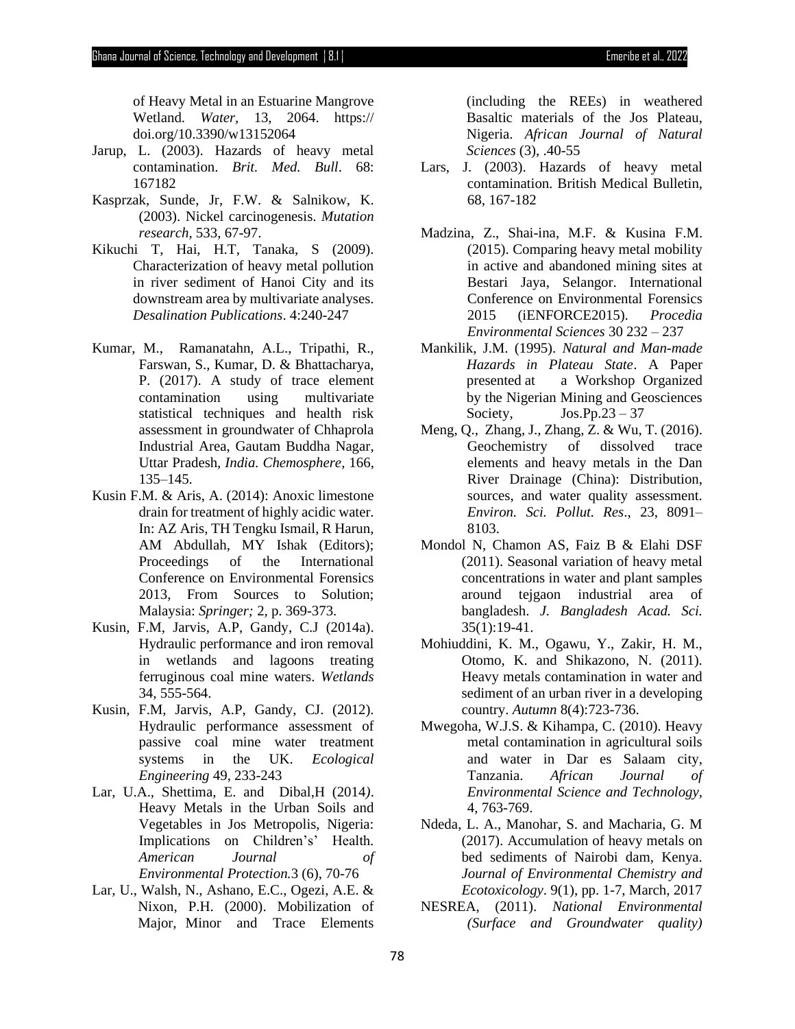of Heavy Metal in an Estuarine Mangrove Wetland. *Water,* 13, 2064. https:// doi.org/10.3390/w13152064

Jarup, L. (2003). Hazards of heavy metal contamination. *Brit. Med. Bull*. 68: 167182

Kasprzak, Sunde, Jr, F.W. & Salnikow, K. (2003). Nickel carcinogenesis. *Mutation research*, 533, 67-97.

Kikuchi T, Hai, H.T, Tanaka, S (2009). Characterization of heavy metal pollution in river sediment of Hanoi City and its downstream area by multivariate analyses. *Desalination Publications*. 4:240-247

Kumar, M., Ramanatahn, A.L., Tripathi, R., Farswan, S., Kumar, D. & Bhattacharya, P. (2017). A study of trace element contamination using multivariate statistical techniques and health risk assessment in groundwater of Chhaprola Industrial Area, Gautam Buddha Nagar, Uttar Pradesh, *India. Chemosphere*, 166, 135–145.

Kusin F.M. & Aris, A. (2014): Anoxic limestone drain for treatment of highly acidic water. In: AZ Aris, TH Tengku Ismail, R Harun, AM Abdullah, MY Ishak (Editors); Proceedings of the International Conference on Environmental Forensics 2013, From Sources to Solution; Malaysia: *Springer;* 2, p. 369-373.

Kusin, F.M, Jarvis, A.P, Gandy, C.J (2014a). Hydraulic performance and iron removal in wetlands and lagoons treating ferruginous coal mine waters. *Wetlands* 34, 555-564.

Kusin, F.M, Jarvis, A.P, Gandy, CJ. (2012). Hydraulic performance assessment of passive coal mine water treatment systems in the UK. *Ecological Engineering* 49, 233-243

Lar, U.A., Shettima, E. and Dibal,H (2014*)*. Heavy Metals in the Urban Soils and Vegetables in Jos Metropolis, Nigeria: Implications on Children's' Health. *American Journal of Environmental Protection.*3 (6), 70-76

Lar, U., Walsh, N., Ashano, E.C., Ogezi, A.E. & Nixon, P.H. (2000). Mobilization of Major, Minor and Trace Elements (including the REEs) in weathered Basaltic materials of the Jos Plateau, Nigeria. *African Journal of Natural Sciences* (3), .40-55

Lars, J. (2003). Hazards of heavy metal contamination. British Medical Bulletin, 68, 167-182

Madzina, Z., Shai-ina, M.F. & Kusina F.M. (2015). Comparing heavy metal mobility in active and abandoned mining sites at Bestari Jaya, Selangor. International Conference on Environmental Forensics 2015 (iENFORCE2015). *Procedia Environmental Sciences* 30 232 – 237

Mankilik, J.M. (1995). *Natural and Man-made Hazards in Plateau State*. A Paper presented at a Workshop Organized by the Nigerian Mining and Geosciences Society, Jos.Pp.23 – 37

Meng, Q., Zhang, J., Zhang, Z. & Wu, T. (2016). Geochemistry of dissolved trace elements and heavy metals in the Dan River Drainage (China): Distribution, sources, and water quality assessment. *Environ. Sci. Pollut. Res*., 23, 8091–8103.

Mondol N, Chamon AS, Faiz B & Elahi DSF (2011). Seasonal variation of heavy metal concentrations in water and plant samples around tejgaon industrial area of bangladesh. *J. Bangladesh Acad. Sci.* 35(1):19-41.

Mohiuddini, K. M., Ogawu, Y., Zakir, H. M., Otomo, K. and Shikazono, N. (2011). Heavy metals contamination in water and sediment of an urban river in a developing country. *Autumn* 8(4):723-736.

Mwegoha, W.J.S. & Kihampa, C. (2010). Heavy metal contamination in agricultural soils and water in Dar es Salaam city, Tanzania. *African Journal of Environmental Science and Technology,* 4, 763-769.

Ndeda, L. A., Manohar, S. and Macharia, G. M (2017). Accumulation of heavy metals on bed sediments of Nairobi dam, Kenya. *Journal of Environmental Chemistry and Ecotoxicology*. 9(1), pp. 1-7, March, 2017

NESREA, (2011). *National Environmental (Surface and Groundwater quality)*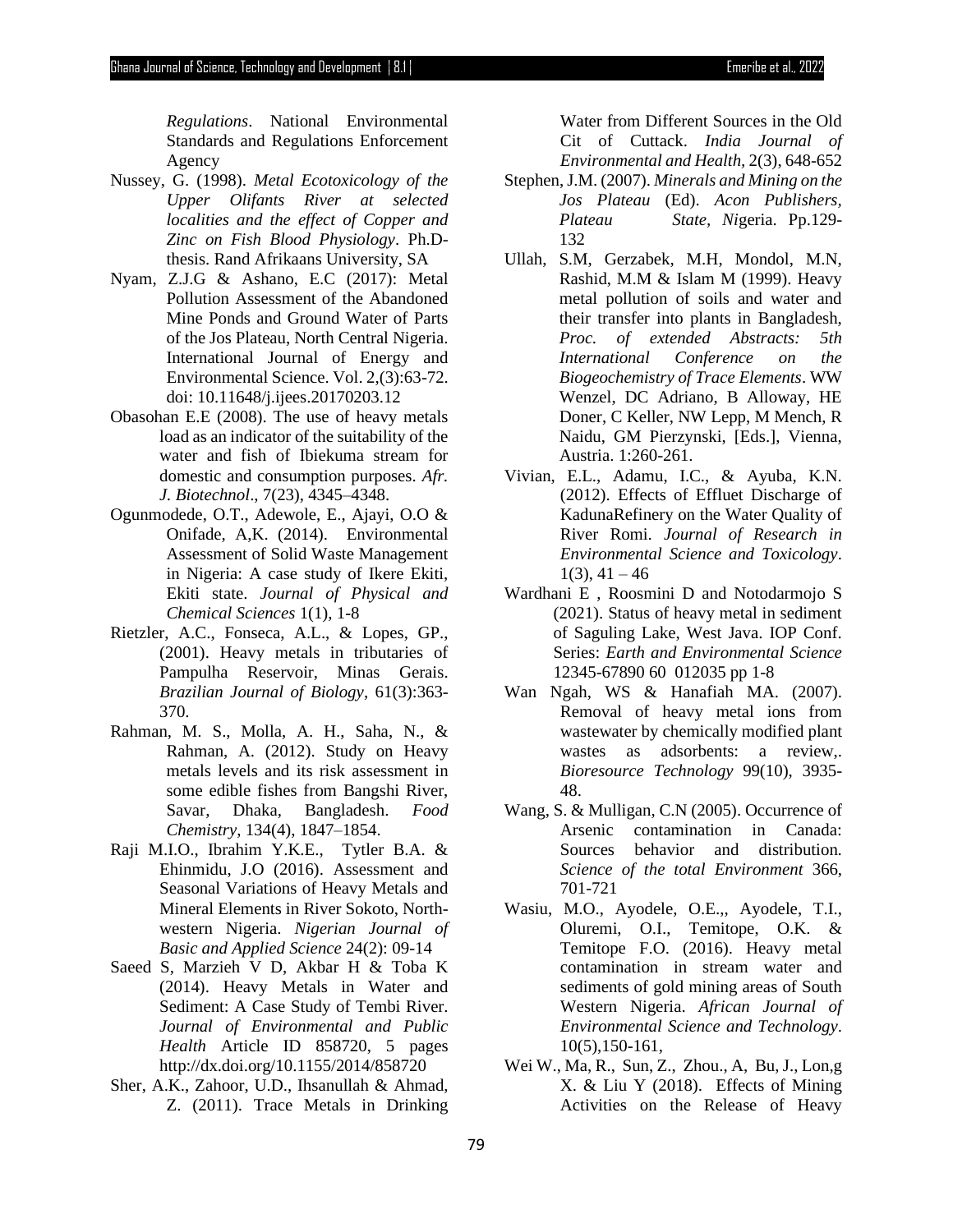*Regulations*. National Environmental Standards and Regulations Enforcement Agency

Nussey, G. (1998). *Metal Ecotoxicology of the Upper Olifants River at selected localities and the effect of Copper and Zinc on Fish Blood Physiology*. Ph.D-thesis. Rand Afrikaans University, SA

Nyam, Z.J.G & Ashano, E.C (2017): Metal Pollution Assessment of the Abandoned Mine Ponds and Ground Water of Parts of the Jos Plateau, North Central Nigeria. International Journal of Energy and Environmental Science. Vol. 2,(3):63-72. doi: 10.11648/j.ijees.20170203.12

Obasohan E.E (2008). The use of heavy metals load as an indicator of the suitability of the water and fish of Ibiekuma stream for domestic and consumption purposes. *Afr. J. Biotechnol*., 7(23), 4345–4348.

Ogunmodede, O.T., Adewole, E., Ajayi, O.O & Onifade, A,K. (2014). Environmental Assessment of Solid Waste Management in Nigeria: A case study of Ikere Ekiti, Ekiti state. *Journal of Physical and Chemical Sciences* 1(1), 1-8

Rietzler, A.C., Fonseca, A.L., & Lopes, GP., (2001). Heavy metals in tributaries of Pampulha Reservoir, Minas Gerais. *Brazilian Journal of Biology*, 61(3):363-370.

Rahman, M. S., Molla, A. H., Saha, N., & Rahman, A. (2012). Study on Heavy metals levels and its risk assessment in some edible fishes from Bangshi River, Savar, Dhaka, Bangladesh. *Food Chemistry*, 134(4), 1847–1854.

Raji M.I.O., Ibrahim Y.K.E., Tytler B.A. & Ehinmidu, J.O (2016). Assessment and Seasonal Variations of Heavy Metals and Mineral Elements in River Sokoto, North-western Nigeria. *Nigerian Journal of Basic and Applied Science* 24(2): 09-14

Saeed S, Marzieh V D, Akbar H & Toba K (2014). Heavy Metals in Water and Sediment: A Case Study of Tembi River. *Journal of Environmental and Public Health* Article ID 858720, 5 pages http://dx.doi.org/10.1155/2014/858720

Sher, A.K., Zahoor, U.D., Ihsanullah & Ahmad, Z. (2011). Trace Metals in Drinking Water from Different Sources in the Old Cit of Cuttack. *India Journal of Environmental and Health*, 2(3), 648-652

Stephen, J.M. (2007). *Minerals and Mining on the Jos Plateau* (Ed). *Acon Publishers, Plateau State, N*igeria. Pp.129-132

Ullah, S.M, Gerzabek, M.H, Mondol, M.N, Rashid, M.M & Islam M (1999). Heavy metal pollution of soils and water and their transfer into plants in Bangladesh, *Proc. of extended Abstracts: 5th International Conference on the Biogeochemistry of Trace Elements*. WW Wenzel, DC Adriano, B Alloway, HE Doner, C Keller, NW Lepp, M Mench, R Naidu, GM Pierzynski, [Eds.], Vienna, Austria. 1:260-261.

Vivian, E.L., Adamu, I.C., & Ayuba, K.N. (2012). Effects of Effluet Discharge of KadunaRefinery on the Water Quality of River Romi. *Journal of Research in Environmental Science and Toxicology*. 1(3), 41 – 46

Wardhani E , Roosmini D and Notodarmojo S (2021). Status of heavy metal in sediment of Saguling Lake, West Java. IOP Conf. Series: *Earth and Environmental Science* 12345-67890 60 012035 pp 1-8

Wan Ngah, WS & Hanafiah MA. (2007). Removal of heavy metal ions from wastewater by chemically modified plant wastes as adsorbents: a review,. *Bioresource Technology* 99(10), 3935-48.

Wang, S. & Mulligan, C.N (2005). Occurrence of Arsenic contamination in Canada: Sources behavior and distribution. *Science of the total Environment* 366, 701-721

Wasiu, M.O., Ayodele, O.E.,, Ayodele, T.I., Oluremi, O.I., Temitope, O.K. & Temitope F.O. (2016). Heavy metal contamination in stream water and sediments of gold mining areas of South Western Nigeria. *African Journal of Environmental Science and Technology*. 10(5),150-161,

Wei W., Ma, R., Sun, Z., Zhou., A, Bu, J., Lon,g X. & Liu Y (2018). Effects of Mining Activities on the Release of Heavy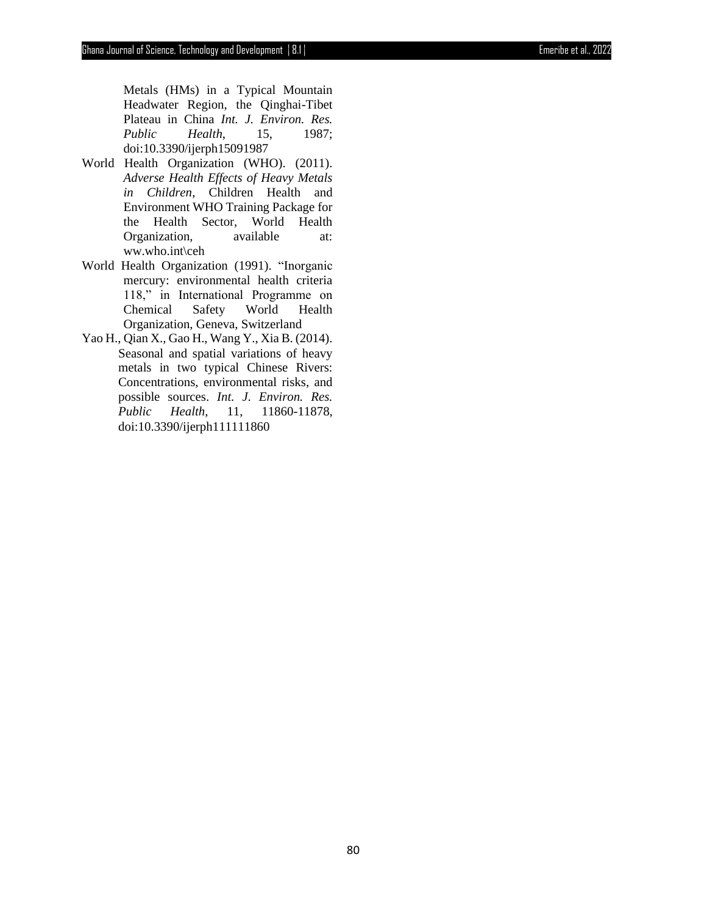Metals (HMs) in a Typical Mountain Headwater Region, the Qinghai-Tibet Plateau in China *Int. J. Environ. Res. Public Health*, 15, 1987; doi:10.3390/ijerph15091987

World Health Organization (WHO). (2011). *Adverse Health Effects of Heavy Metals in Children*, Children Health and Environment WHO Training Package for the Health Sector, World Health Organization, available at: ww.who.int\ceh

World Health Organization (1991). "Inorganic mercury: environmental health criteria 118," in International Programme on Chemical Safety World Health Organization, Geneva, Switzerland

Yao H., Qian X., Gao H., Wang Y., Xia B. (2014). Seasonal and spatial variations of heavy metals in two typical Chinese Rivers: Concentrations, environmental risks, and possible sources. *Int. J. Environ. Res. Public Health*, 11, 11860-11878, doi:10.3390/ijerph111111860